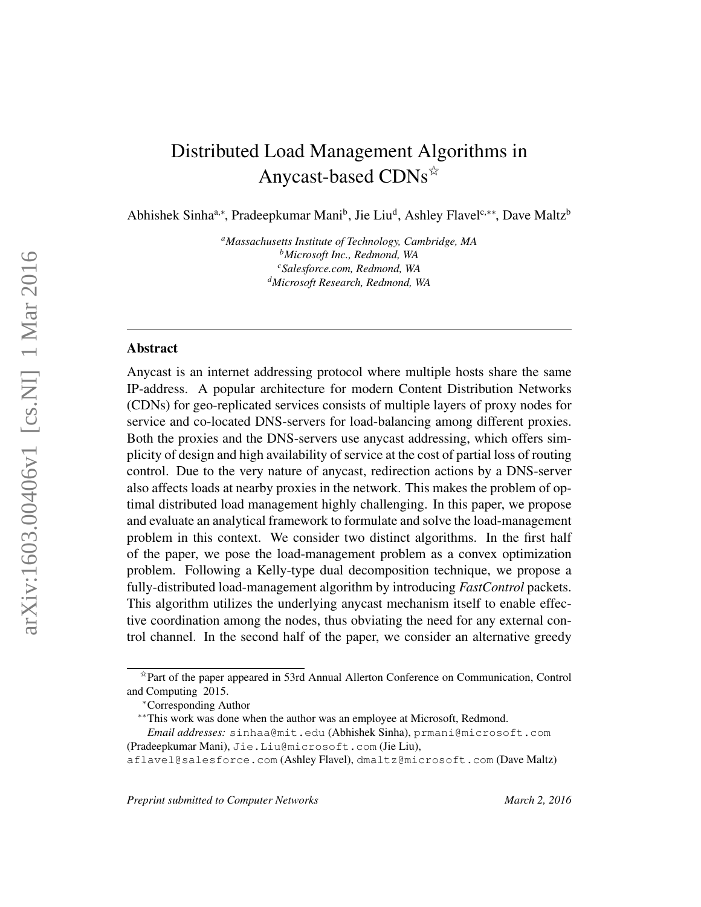# Distributed Load Management Algorithms in Anycast-based CDNs[☆]

Abhishek Sinha[a,*], Pradeepkumar Mani[b], Jie Liu[d], Ashley Flavel[c,**], Dave Maltz[b]

[a]*Massachusetts Institute of Technology, Cambridge, MA*
[b]*Microsoft Inc., Redmond, WA*
[c]*Salesforce.com, Redmond, WA*
[d]*Microsoft Research, Redmond, WA*

---

## Abstract

Anycast is an internet addressing protocol where multiple hosts share the same IP-address. A popular architecture for modern Content Distribution Networks (CDNs) for geo-replicated services consists of multiple layers of proxy nodes for service and co-located DNS-servers for load-balancing among different proxies. Both the proxies and the DNS-servers use anycast addressing, which offers simplicity of design and high availability of service at the cost of partial loss of routing control. Due to the very nature of anycast, redirection actions by a DNS-server also affects loads at nearby proxies in the network. This makes the problem of optimal distributed load management highly challenging. In this paper, we propose and evaluate an analytical framework to formulate and solve the load-management problem in this context. We consider two distinct algorithms. In the first half of the paper, we pose the load-management problem as a convex optimization problem. Following a Kelly-type dual decomposition technique, we propose a fully-distributed load-management algorithm by introducing *FastControl* packets. This algorithm utilizes the underlying anycast mechanism itself to enable effective coordination among the nodes, thus obviating the need for any external control channel. In the second half of the paper, we consider an alternative greedy

---

[☆]Part of the paper appeared in 53rd Annual Allerton Conference on Communication, Control and Computing 2015.

[*]Corresponding Author

[**]This work was done when the author was an employee at Microsoft, Redmond.

*Email addresses:* sinhaa@mit.edu (Abhishek Sinha), prmani@microsoft.com (Pradeepkumar Mani), Jie.Liu@microsoft.com (Jie Liu), aflavel@salesforce.com (Ashley Flavel), dmaltz@microsoft.com (Dave Maltz)

*Preprint submitted to Computer Networks* *March 2, 2016*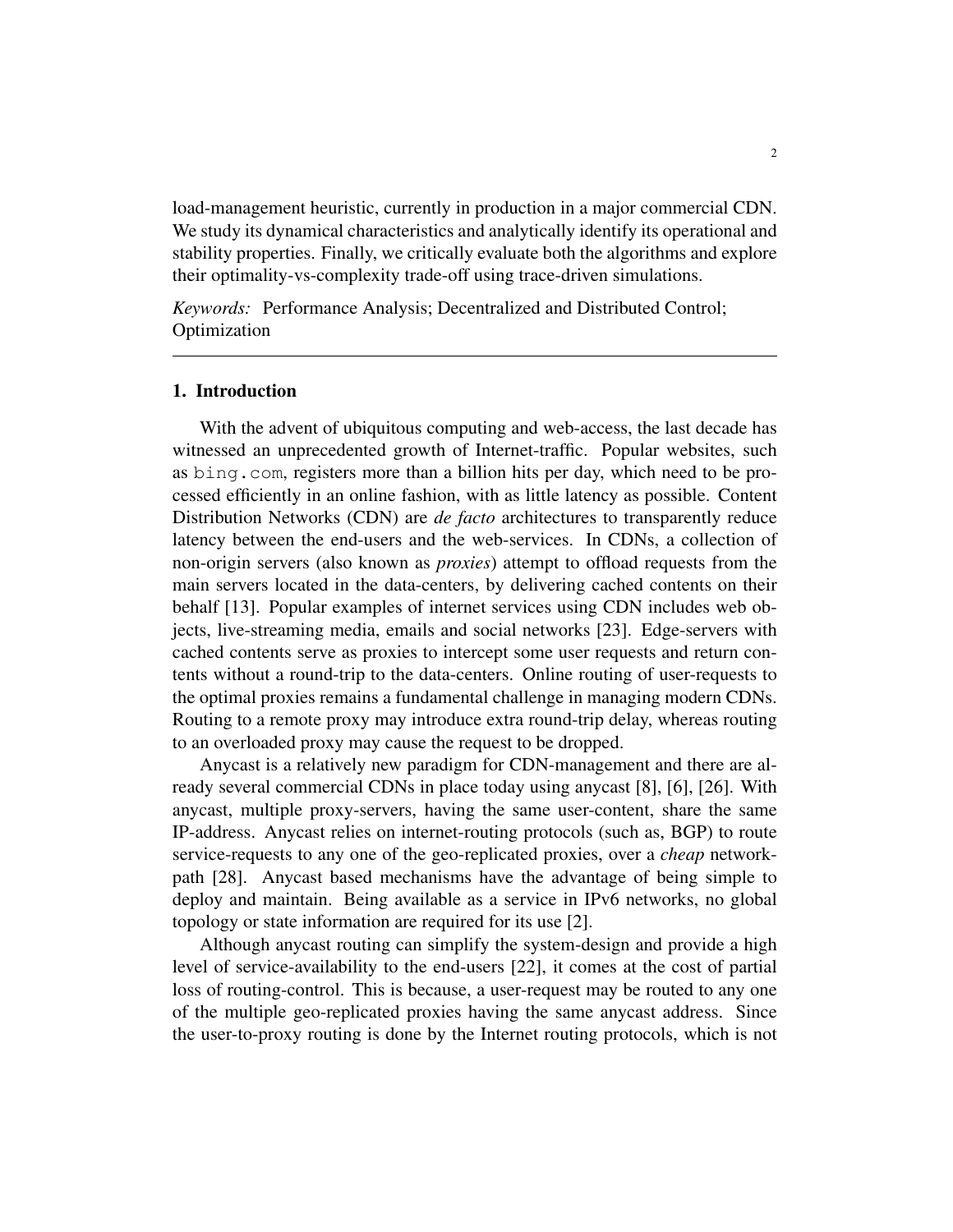load-management heuristic, currently in production in a major commercial CDN. We study its dynamical characteristics and analytically identify its operational and stability properties. Finally, we critically evaluate both the algorithms and explore their optimality-vs-complexity trade-off using trace-driven simulations.

*Keywords:* Performance Analysis; Decentralized and Distributed Control; Optimization

---

## 1. Introduction

With the advent of ubiquitous computing and web-access, the last decade has witnessed an unprecedented growth of Internet-traffic. Popular websites, such as `bing.com`, registers more than a billion hits per day, which need to be processed efficiently in an online fashion, with as little latency as possible. Content Distribution Networks (CDN) are *de facto* architectures to transparently reduce latency between the end-users and the web-services. In CDNs, a collection of non-origin servers (also known as *proxies*) attempt to offload requests from the main servers located in the data-centers, by delivering cached contents on their behalf [13]. Popular examples of internet services using CDN includes web objects, live-streaming media, emails and social networks [23]. Edge-servers with cached contents serve as proxies to intercept some user requests and return contents without a round-trip to the data-centers. Online routing of user-requests to the optimal proxies remains a fundamental challenge in managing modern CDNs. Routing to a remote proxy may introduce extra round-trip delay, whereas routing to an overloaded proxy may cause the request to be dropped.

Anycast is a relatively new paradigm for CDN-management and there are already several commercial CDNs in place today using anycast [8], [6], [26]. With anycast, multiple proxy-servers, having the same user-content, share the same IP-address. Anycast relies on internet-routing protocols (such as, BGP) to route service-requests to any one of the geo-replicated proxies, over a *cheap* network-path [28]. Anycast based mechanisms have the advantage of being simple to deploy and maintain. Being available as a service in IPv6 networks, no global topology or state information are required for its use [2].

Although anycast routing can simplify the system-design and provide a high level of service-availability to the end-users [22], it comes at the cost of partial loss of routing-control. This is because, a user-request may be routed to any one of the multiple geo-replicated proxies having the same anycast address. Since the user-to-proxy routing is done by the Internet routing protocols, which is not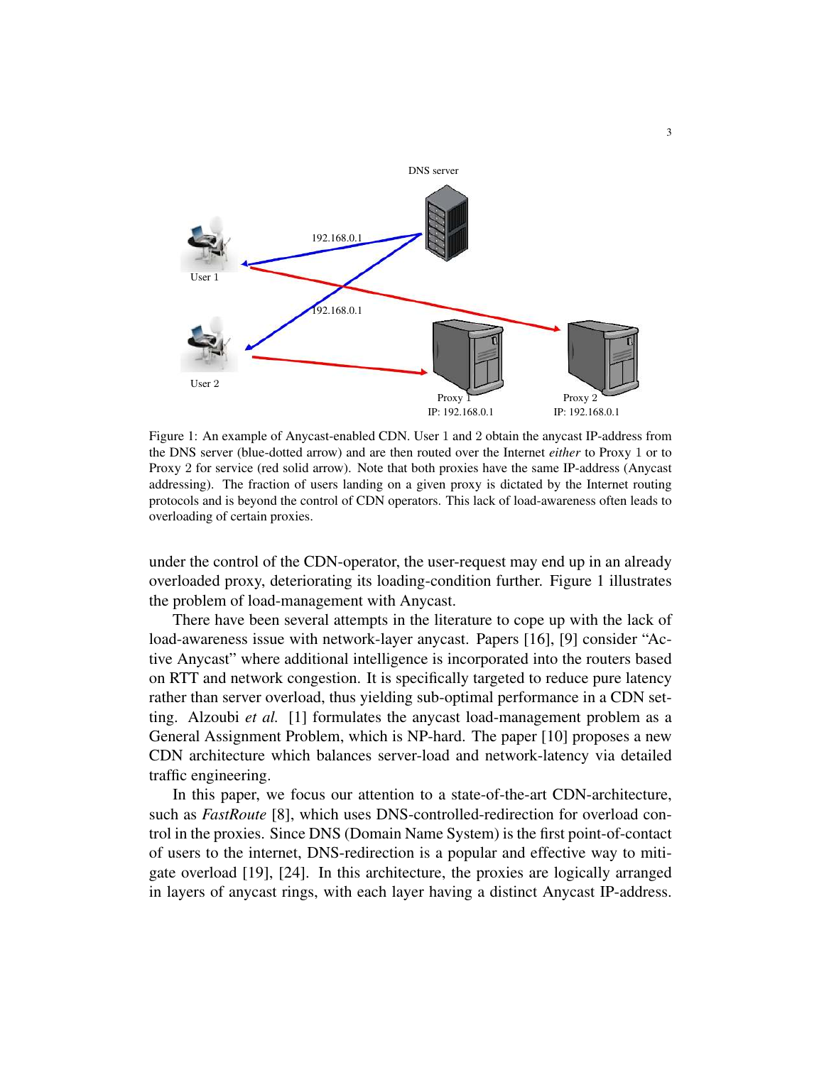Figure 1: An example of Anycast-enabled CDN. User 1 and 2 obtain the anycast IP-address from the DNS server (blue-dotted arrow) and are then routed over the Internet *either* to Proxy 1 or to Proxy 2 for service (red solid arrow). Note that both proxies have the same IP-address (Anycast addressing). The fraction of users landing on a given proxy is dictated by the Internet routing protocols and is beyond the control of CDN operators. This lack of load-awareness often leads to overloading of certain proxies.

under the control of the CDN-operator, the user-request may end up in an already overloaded proxy, deteriorating its loading-condition further. Figure 1 illustrates the problem of load-management with Anycast.

There have been several attempts in the literature to cope up with the lack of load-awareness issue with network-layer anycast. Papers [16], [9] consider "Active Anycast" where additional intelligence is incorporated into the routers based on RTT and network congestion. It is specifically targeted to reduce pure latency rather than server overload, thus yielding sub-optimal performance in a CDN setting. Alzoubi *et al.* [1] formulates the anycast load-management problem as a General Assignment Problem, which is NP-hard. The paper [10] proposes a new CDN architecture which balances server-load and network-latency via detailed traffic engineering.

In this paper, we focus our attention to a state-of-the-art CDN-architecture, such as *FastRoute* [8], which uses DNS-controlled-redirection for overload control in the proxies. Since DNS (Domain Name System) is the first point-of-contact of users to the internet, DNS-redirection is a popular and effective way to mitigate overload [19], [24]. In this architecture, the proxies are logically arranged in layers of anycast rings, with each layer having a distinct Anycast IP-address.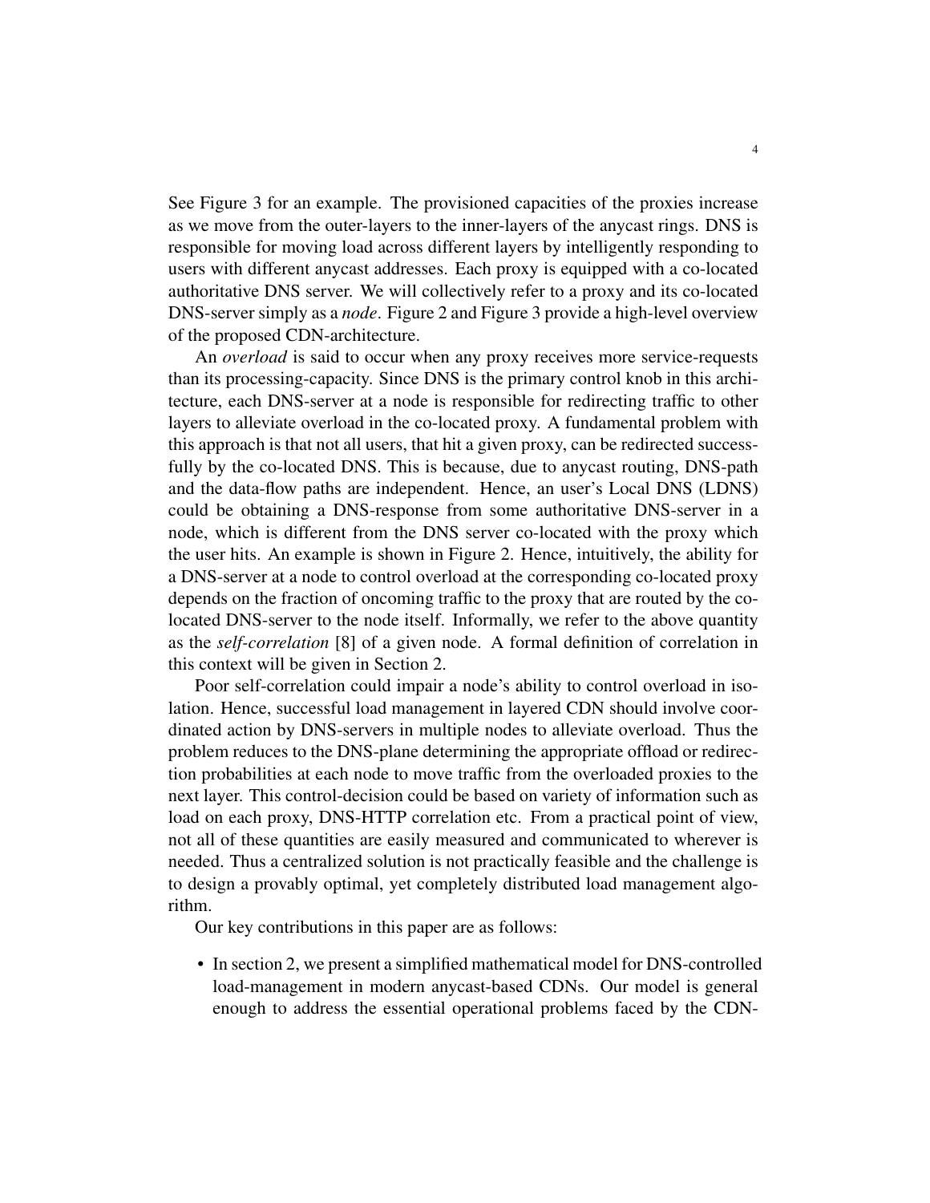See Figure 3 for an example. The provisioned capacities of the proxies increase as we move from the outer-layers to the inner-layers of the anycast rings. DNS is responsible for moving load across different layers by intelligently responding to users with different anycast addresses. Each proxy is equipped with a co-located authoritative DNS server. We will collectively refer to a proxy and its co-located DNS-server simply as a *node*. Figure 2 and Figure 3 provide a high-level overview of the proposed CDN-architecture.

An *overload* is said to occur when any proxy receives more service-requests than its processing-capacity. Since DNS is the primary control knob in this architecture, each DNS-server at a node is responsible for redirecting traffic to other layers to alleviate overload in the co-located proxy. A fundamental problem with this approach is that not all users, that hit a given proxy, can be redirected successfully by the co-located DNS. This is because, due to anycast routing, DNS-path and the data-flow paths are independent. Hence, an user's Local DNS (LDNS) could be obtaining a DNS-response from some authoritative DNS-server in a node, which is different from the DNS server co-located with the proxy which the user hits. An example is shown in Figure 2. Hence, intuitively, the ability for a DNS-server at a node to control overload at the corresponding co-located proxy depends on the fraction of oncoming traffic to the proxy that are routed by the co-located DNS-server to the node itself. Informally, we refer to the above quantity as the *self-correlation* [8] of a given node. A formal definition of correlation in this context will be given in Section 2.

Poor self-correlation could impair a node's ability to control overload in isolation. Hence, successful load management in layered CDN should involve coordinated action by DNS-servers in multiple nodes to alleviate overload. Thus the problem reduces to the DNS-plane determining the appropriate offload or redirection probabilities at each node to move traffic from the overloaded proxies to the next layer. This control-decision could be based on variety of information such as load on each proxy, DNS-HTTP correlation etc. From a practical point of view, not all of these quantities are easily measured and communicated to wherever is needed. Thus a centralized solution is not practically feasible and the challenge is to design a provably optimal, yet completely distributed load management algorithm.

Our key contributions in this paper are as follows:

- In section 2, we present a simplified mathematical model for DNS-controlled load-management in modern anycast-based CDNs. Our model is general enough to address the essential operational problems faced by the CDN-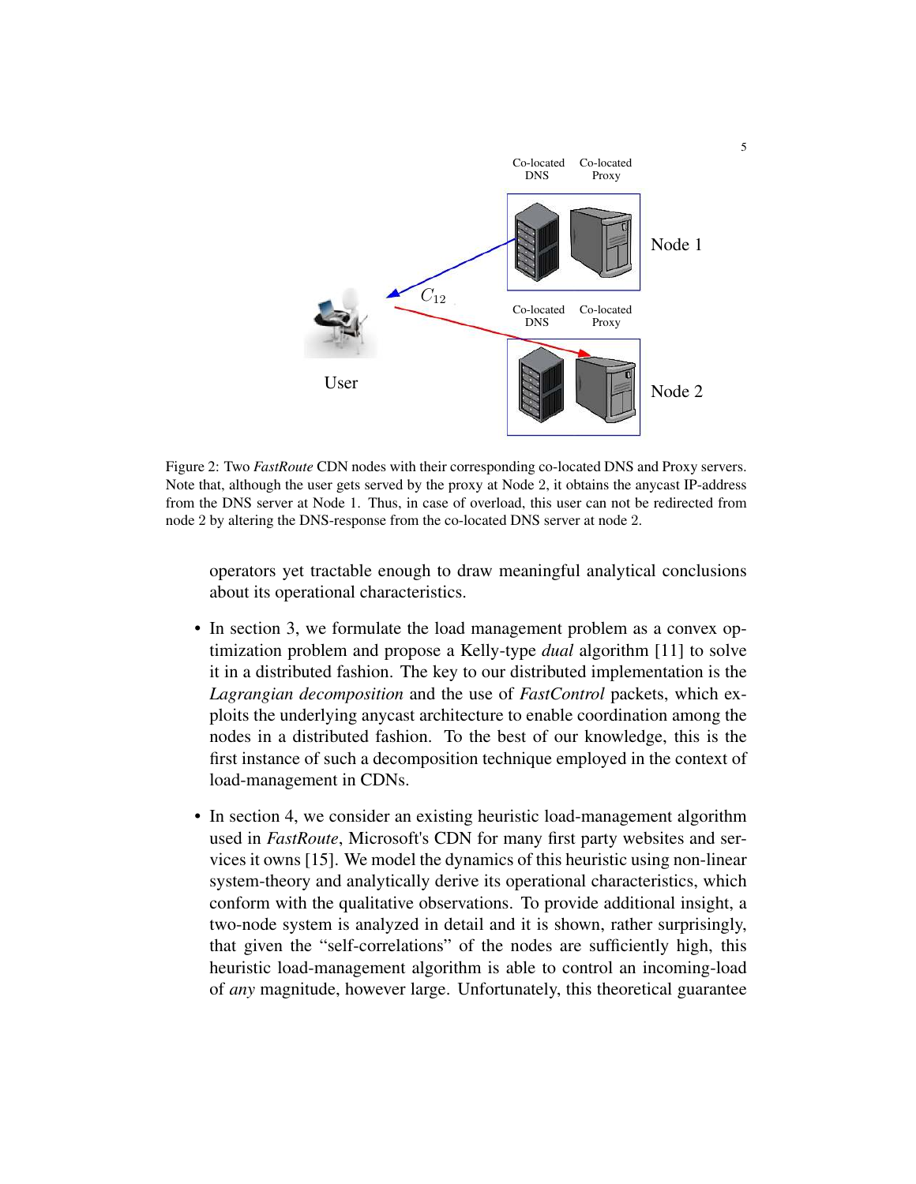Figure 2: Two *FastRoute* CDN nodes with their corresponding co-located DNS and Proxy servers. Note that, although the user gets served by the proxy at Node 2, it obtains the anycast IP-address from the DNS server at Node 1. Thus, in case of overload, this user can not be redirected from node 2 by altering the DNS-response from the co-located DNS server at node 2.

operators yet tractable enough to draw meaningful analytical conclusions about its operational characteristics.

- In section 3, we formulate the load management problem as a convex optimization problem and propose a Kelly-type *dual* algorithm [11] to solve it in a distributed fashion. The key to our distributed implementation is the *Lagrangian decomposition* and the use of *FastControl* packets, which exploits the underlying anycast architecture to enable coordination among the nodes in a distributed fashion. To the best of our knowledge, this is the first instance of such a decomposition technique employed in the context of load-management in CDNs.
- In section 4, we consider an existing heuristic load-management algorithm used in *FastRoute*, Microsoft's CDN for many first party websites and services it owns [15]. We model the dynamics of this heuristic using non-linear system-theory and analytically derive its operational characteristics, which conform with the qualitative observations. To provide additional insight, a two-node system is analyzed in detail and it is shown, rather surprisingly, that given the "self-correlations" of the nodes are sufficiently high, this heuristic load-management algorithm is able to control an incoming-load of *any* magnitude, however large. Unfortunately, this theoretical guarantee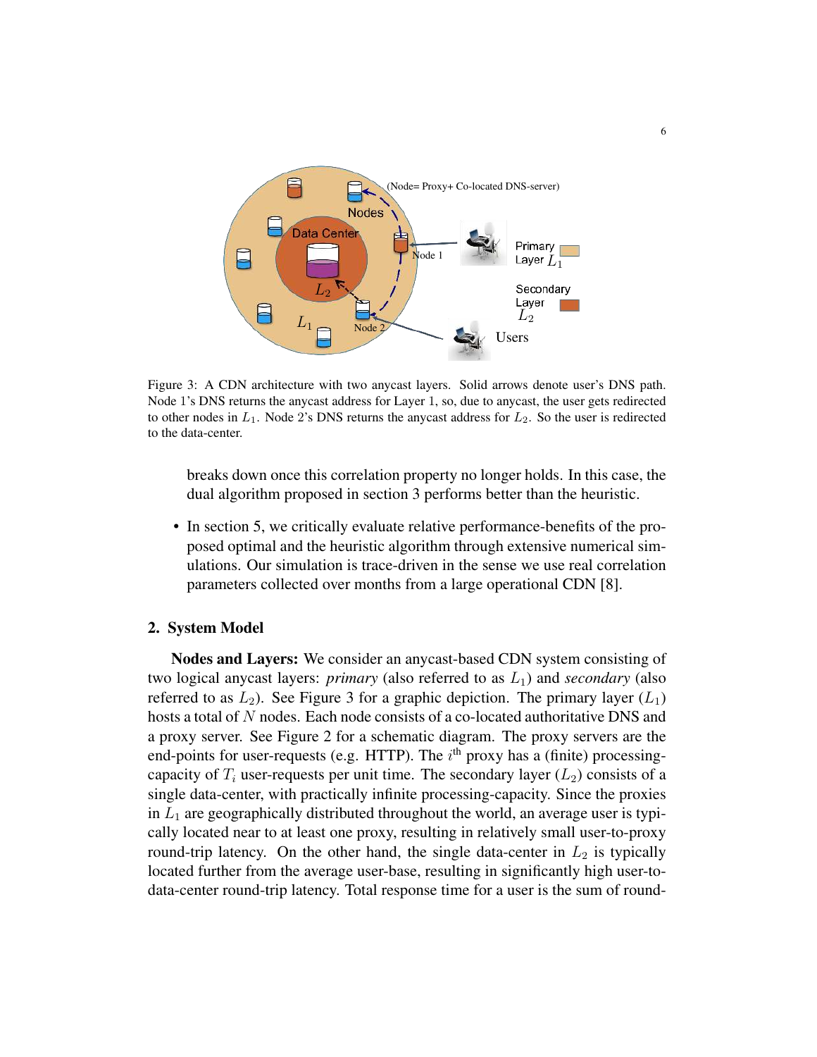Figure 3: A CDN architecture with two anycast layers. Solid arrows denote user's DNS path. Node 1's DNS returns the anycast address for Layer 1, so, due to anycast, the user gets redirected to other nodes in $L_1$. Node 2's DNS returns the anycast address for $L_2$. So the user is redirected to the data-center.

breaks down once this correlation property no longer holds. In this case, the dual algorithm proposed in section 3 performs better than the heuristic.

- In section 5, we critically evaluate relative performance-benefits of the proposed optimal and the heuristic algorithm through extensive numerical simulations. Our simulation is trace-driven in the sense we use real correlation parameters collected over months from a large operational CDN [8].

## 2. System Model

**Nodes and Layers:** We consider an anycast-based CDN system consisting of two logical anycast layers: *primary* (also referred to as $L_1$) and *secondary* (also referred to as $L_2$). See Figure 3 for a graphic depiction. The primary layer ($L_1$) hosts a total of $N$ nodes. Each node consists of a co-located authoritative DNS and a proxy server. See Figure 2 for a schematic diagram. The proxy servers are the end-points for user-requests (e.g. HTTP). The $i^{\text{th}}$ proxy has a (finite) processing-capacity of $T_i$ user-requests per unit time. The secondary layer ($L_2$) consists of a single data-center, with practically infinite processing-capacity. Since the proxies in $L_1$ are geographically distributed throughout the world, an average user is typically located near to at least one proxy, resulting in relatively small user-to-proxy round-trip latency. On the other hand, the single data-center in $L_2$ is typically located further from the average user-base, resulting in significantly high user-to-data-center round-trip latency. Total response time for a user is the sum of round-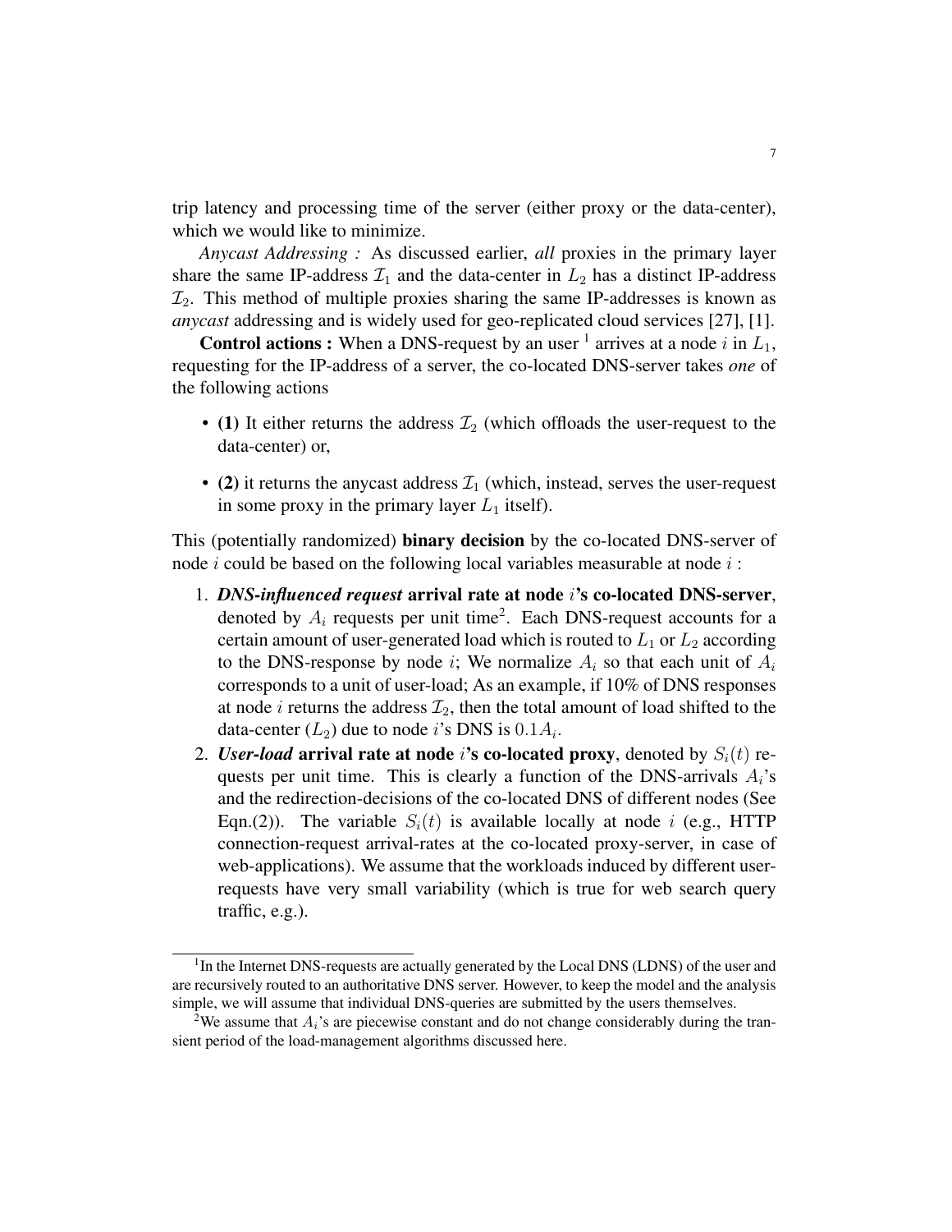trip latency and processing time of the server (either proxy or the data-center), which we would like to minimize.

*Anycast Addressing :* As discussed earlier, *all* proxies in the primary layer share the same IP-address $\mathcal{I}_1$ and the data-center in $L_2$ has a distinct IP-address $\mathcal{I}_2$. This method of multiple proxies sharing the same IP-addresses is known as *anycast* addressing and is widely used for geo-replicated cloud services [27], [1].

**Control actions :** When a DNS-request by an user [1] arrives at a node $i$ in $L_1$, requesting for the IP-address of a server, the co-located DNS-server takes *one* of the following actions

- **(1)** It either returns the address $\mathcal{I}_2$ (which offloads the user-request to the data-center) or,
- **(2)** it returns the anycast address $\mathcal{I}_1$ (which, instead, serves the user-request in some proxy in the primary layer $L_1$ itself).

This (potentially randomized) **binary decision** by the co-located DNS-server of node $i$ could be based on the following local variables measurable at node $i$ :

1. ***DNS-influenced request*** **arrival rate at node $i$'s co-located DNS-server**, denoted by $A_i$ requests per unit time[2]. Each DNS-request accounts for a certain amount of user-generated load which is routed to $L_1$ or $L_2$ according to the DNS-response by node $i$; We normalize $A_i$ so that each unit of $A_i$ corresponds to a unit of user-load; As an example, if 10% of DNS responses at node $i$ returns the address $\mathcal{I}_2$, then the total amount of load shifted to the data-center ($L_2$) due to node $i$'s DNS is $0.1A_i$.
2. ***User-load*** **arrival rate at node $i$'s co-located proxy**, denoted by $S_i(t)$ requests per unit time. This is clearly a function of the DNS-arrivals $A_i$'s and the redirection-decisions of the co-located DNS of different nodes (See Eqn.(2)). The variable $S_i(t)$ is available locally at node $i$ (e.g., HTTP connection-request arrival-rates at the co-located proxy-server, in case of web-applications). We assume that the workloads induced by different user-requests have very small variability (which is true for web search query traffic, e.g.).

---

[1] In the Internet DNS-requests are actually generated by the Local DNS (LDNS) of the user and are recursively routed to an authoritative DNS server. However, to keep the model and the analysis simple, we will assume that individual DNS-queries are submitted by the users themselves.

[2] We assume that $A_i$'s are piecewise constant and do not change considerably during the transient period of the load-management algorithms discussed here.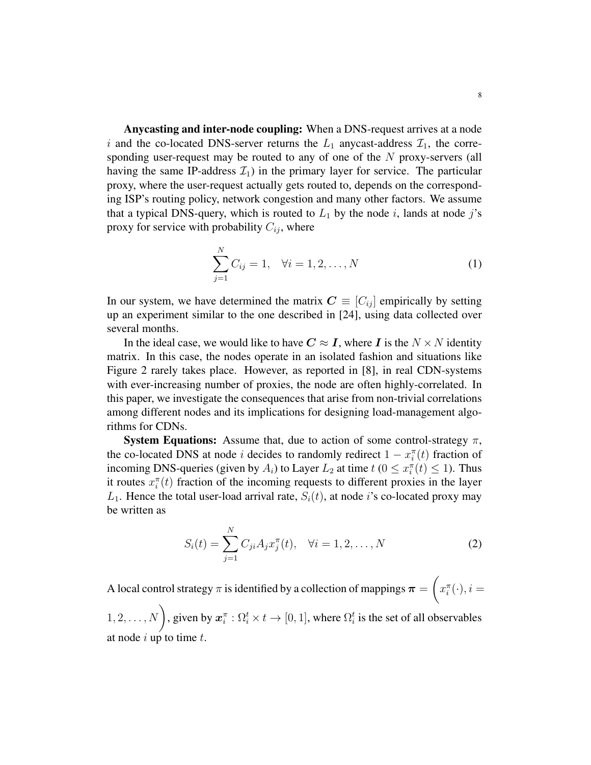**Anycasting and inter-node coupling:** When a DNS-request arrives at a node $i$ and the co-located DNS-server returns the $L_1$ anycast-address $\mathcal{I}_1$, the corresponding user-request may be routed to any of one of the $N$ proxy-servers (all having the same IP-address $\mathcal{I}_1$) in the primary layer for service. The particular proxy, where the user-request actually gets routed to, depends on the corresponding ISP's routing policy, network congestion and many other factors. We assume that a typical DNS-query, which is routed to $L_1$ by the node $i$, lands at node $j$'s proxy for service with probability $C_{ij}$, where

$$\sum_{j=1}^{N} C_{ij} = 1, \quad \forall i = 1, 2, \ldots, N \tag{1}$$

In our system, we have determined the matrix $\boldsymbol{C} \equiv [C_{ij}]$ empirically by setting up an experiment similar to the one described in [24], using data collected over several months.

In the ideal case, we would like to have $\boldsymbol{C} \approx \boldsymbol{I}$, where $\boldsymbol{I}$ is the $N \times N$ identity matrix. In this case, the nodes operate in an isolated fashion and situations like Figure 2 rarely takes place. However, as reported in [8], in real CDN-systems with ever-increasing number of proxies, the node are often highly-correlated. In this paper, we investigate the consequences that arise from non-trivial correlations among different nodes and its implications for designing load-management algorithms for CDNs.

**System Equations:** Assume that, due to action of some control-strategy $\pi$, the co-located DNS at node $i$ decides to randomly redirect $1 - x_i^\pi(t)$ fraction of incoming DNS-queries (given by $A_i$) to Layer $L_2$ at time $t$ ($0 \leq x_i^\pi(t) \leq 1$). Thus it routes $x_i^\pi(t)$ fraction of the incoming requests to different proxies in the layer $L_1$. Hence the total user-load arrival rate, $S_i(t)$, at node $i$'s co-located proxy may be written as

$$S_i(t) = \sum_{j=1}^{N} C_{ji} A_j x_j^\pi(t), \quad \forall i = 1, 2, \ldots, N \tag{2}$$

A local control strategy $\pi$ is identified by a collection of mappings $\boldsymbol{\pi} = \bigg( x_i^\pi(\cdot), i = 1, 2, \ldots, N \bigg)$, given by $\boldsymbol{x}_i^\pi : \Omega_i^t \times t \rightarrow [0, 1]$, where $\Omega_i^t$ is the set of all observables at node $i$ up to time $t$.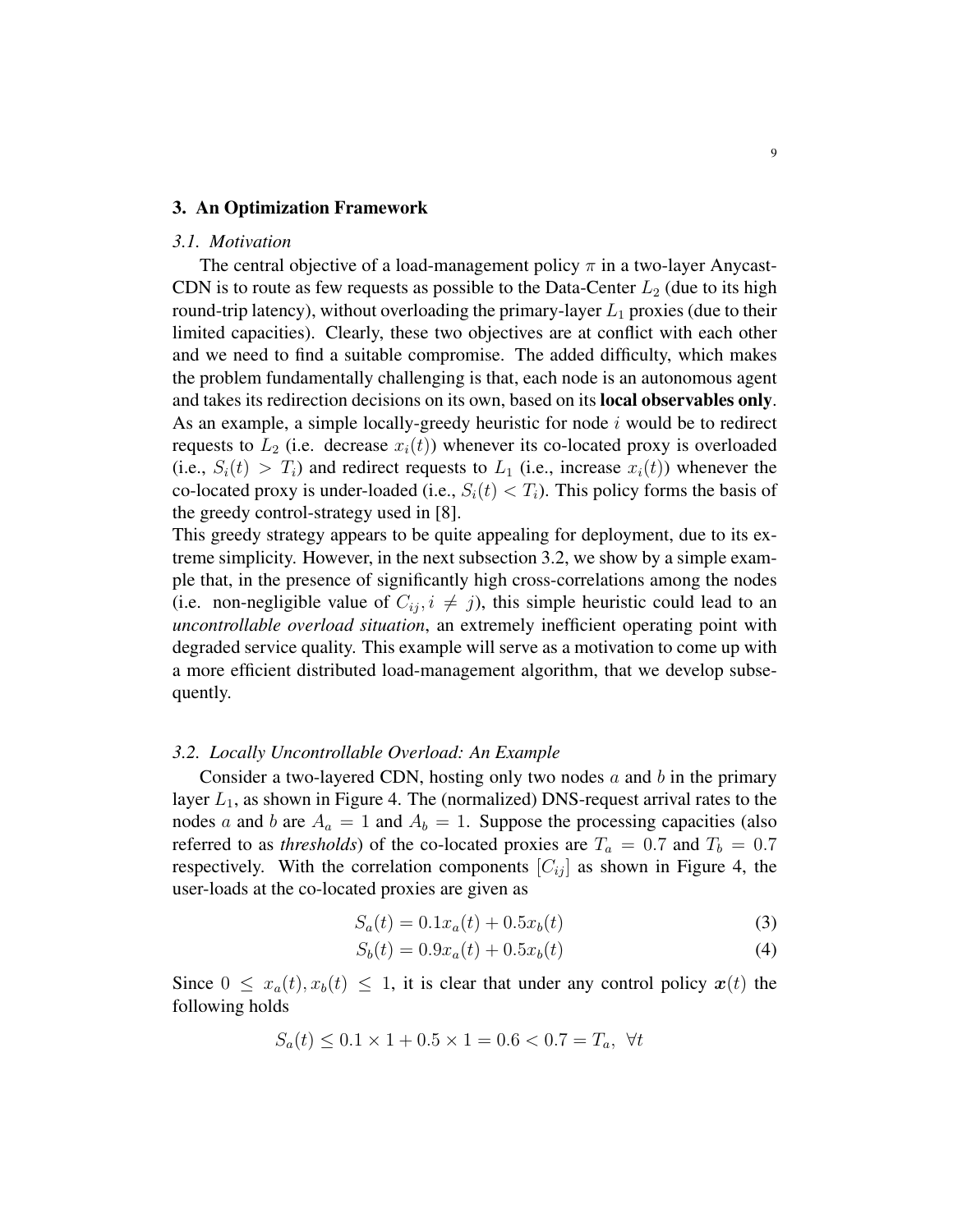## 3. An Optimization Framework

### *3.1. Motivation*

The central objective of a load-management policy $\pi$ in a two-layer Anycast-CDN is to route as few requests as possible to the Data-Center $L_2$ (due to its high round-trip latency), without overloading the primary-layer $L_1$ proxies (due to their limited capacities). Clearly, these two objectives are at conflict with each other and we need to find a suitable compromise. The added difficulty, which makes the problem fundamentally challenging is that, each node is an autonomous agent and takes its redirection decisions on its own, based on its **local observables only**. As an example, a simple locally-greedy heuristic for node $i$ would be to redirect requests to $L_2$ (i.e. decrease $x_i(t)$) whenever its co-located proxy is overloaded (i.e., $S_i(t) > T_i$) and redirect requests to $L_1$ (i.e., increase $x_i(t)$) whenever the co-located proxy is under-loaded (i.e., $S_i(t) < T_i$). This policy forms the basis of the greedy control-strategy used in [8].

This greedy strategy appears to be quite appealing for deployment, due to its extreme simplicity. However, in the next subsection 3.2, we show by a simple example that, in the presence of significantly high cross-correlations among the nodes (i.e. non-negligible value of $C_{ij}, i \neq j$), this simple heuristic could lead to an *uncontrollable overload situation*, an extremely inefficient operating point with degraded service quality. This example will serve as a motivation to come up with a more efficient distributed load-management algorithm, that we develop subsequently.

### *3.2. Locally Uncontrollable Overload: An Example*

Consider a two-layered CDN, hosting only two nodes $a$ and $b$ in the primary layer $L_1$, as shown in Figure 4. The (normalized) DNS-request arrival rates to the nodes $a$ and $b$ are $A_a = 1$ and $A_b = 1$. Suppose the processing capacities (also referred to as *thresholds*) of the co-located proxies are $T_a = 0.7$ and $T_b = 0.7$ respectively. With the correlation components $[C_{ij}]$ as shown in Figure 4, the user-loads at the co-located proxies are given as

$$S_a(t) = 0.1x_a(t) + 0.5x_b(t) \tag{3}$$

$$S_b(t) = 0.9x_a(t) + 0.5x_b(t) \tag{4}$$

Since $0 \leq x_a(t), x_b(t) \leq 1$, it is clear that under any control policy $\boldsymbol{x}(t)$ the following holds

$$S_a(t) \leq 0.1 \times 1 + 0.5 \times 1 = 0.6 < 0.7 = T_a, \ \forall t$$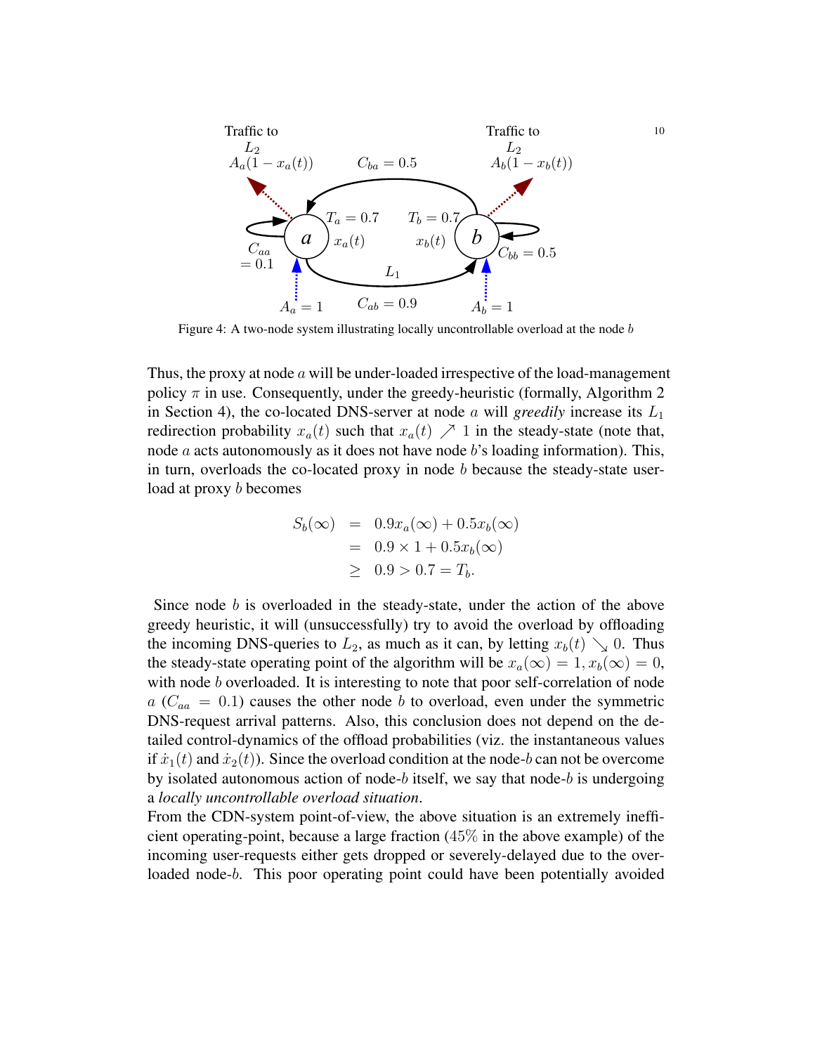Figure 4: A two-node system illustrating locally uncontrollable overload at the node $b$

Thus, the proxy at node $a$ will be under-loaded irrespective of the load-management policy $\pi$ in use. Consequently, under the greedy-heuristic (formally, Algorithm 2 in Section 4), the co-located DNS-server at node $a$ will *greedily* increase its $L_1$ redirection probability $x_a(t)$ such that $x_a(t) \nearrow 1$ in the steady-state (note that, node $a$ acts autonomously as it does not have node $b$'s loading information). This, in turn, overloads the co-located proxy in node $b$ because the steady-state user-load at proxy $b$ becomes

$$
\begin{aligned}
S_b(\infty) &= 0.9x_a(\infty) + 0.5x_b(\infty) \\
&= 0.9 \times 1 + 0.5x_b(\infty) \\
&\geq 0.9 > 0.7 = T_b.
\end{aligned}
$$

Since node $b$ is overloaded in the steady-state, under the action of the above greedy heuristic, it will (unsuccessfully) try to avoid the overload by offloading the incoming DNS-queries to $L_2$, as much as it can, by letting $x_b(t) \searrow 0$. Thus the steady-state operating point of the algorithm will be $x_a(\infty) = 1, x_b(\infty) = 0$, with node $b$ overloaded. It is interesting to note that poor self-correlation of node $a$ ($C_{aa} = 0.1$) causes the other node $b$ to overload, even under the symmetric DNS-request arrival patterns. Also, this conclusion does not depend on the detailed control-dynamics of the offload probabilities (viz. the instantaneous values if $\dot{x}_1(t)$ and $\dot{x}_2(t)$). Since the overload condition at the node-$b$ can not be overcome by isolated autonomous action of node-$b$ itself, we say that node-$b$ is undergoing a *locally uncontrollable overload situation*.

From the CDN-system point-of-view, the above situation is an extremely inefficient operating-point, because a large fraction ($45\%$ in the above example) of the incoming user-requests either gets dropped or severely-delayed due to the overloaded node-$b$. This poor operating point could have been potentially avoided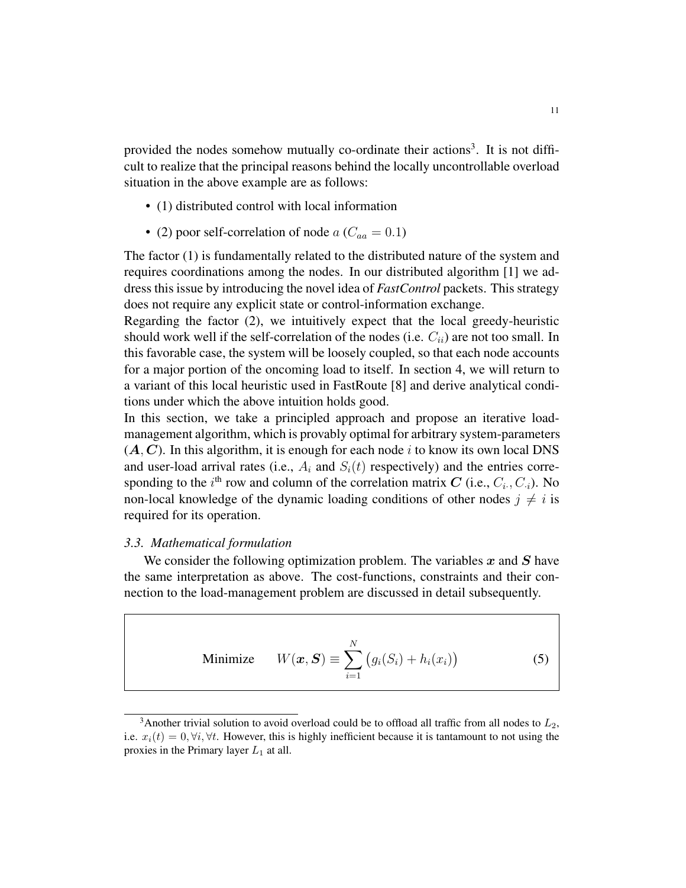provided the nodes somehow mutually co-ordinate their actions[3]. It is not difficult to realize that the principal reasons behind the locally uncontrollable overload situation in the above example are as follows:

- (1) distributed control with local information
- (2) poor self-correlation of node $a$ ($C_{aa} = 0.1$)

The factor (1) is fundamentally related to the distributed nature of the system and requires coordinations among the nodes. In our distributed algorithm [1] we address this issue by introducing the novel idea of ***FastControl*** packets. This strategy does not require any explicit state or control-information exchange.

Regarding the factor (2), we intuitively expect that the local greedy-heuristic should work well if the self-correlation of the nodes (i.e. $C_{ii}$) are not too small. In this favorable case, the system will be loosely coupled, so that each node accounts for a major portion of the oncoming load to itself. In section 4, we will return to a variant of this local heuristic used in FastRoute [8] and derive analytical conditions under which the above intuition holds good.

In this section, we take a principled approach and propose an iterative load-management algorithm, which is provably optimal for arbitrary system-parameters $(\boldsymbol{A}, \boldsymbol{C})$. In this algorithm, it is enough for each node $i$ to know its own local DNS and user-load arrival rates (i.e., $A_i$ and $S_i(t)$ respectively) and the entries corresponding to the $i^{\text{th}}$ row and column of the correlation matrix $\boldsymbol{C}$ (i.e., $C_{i\cdot}, C_{\cdot i}$). No non-local knowledge of the dynamic loading conditions of other nodes $j \neq i$ is required for its operation.

### *3.3. Mathematical formulation*

We consider the following optimization problem. The variables $\boldsymbol{x}$ and $\boldsymbol{S}$ have the same interpretation as above. The cost-functions, constraints and their connection to the load-management problem are discussed in detail subsequently.

$$\text{Minimize} \qquad W(\boldsymbol{x}, \boldsymbol{S}) \equiv \sum_{i=1}^{N} \big(g_i(S_i) + h_i(x_i)\big) \tag{5}$$

[3] Another trivial solution to avoid overload could be to offload all traffic from all nodes to $L_2$, i.e. $x_i(t) = 0, \forall i, \forall t$. However, this is highly inefficient because it is tantamount to not using the proxies in the Primary layer $L_1$ at all.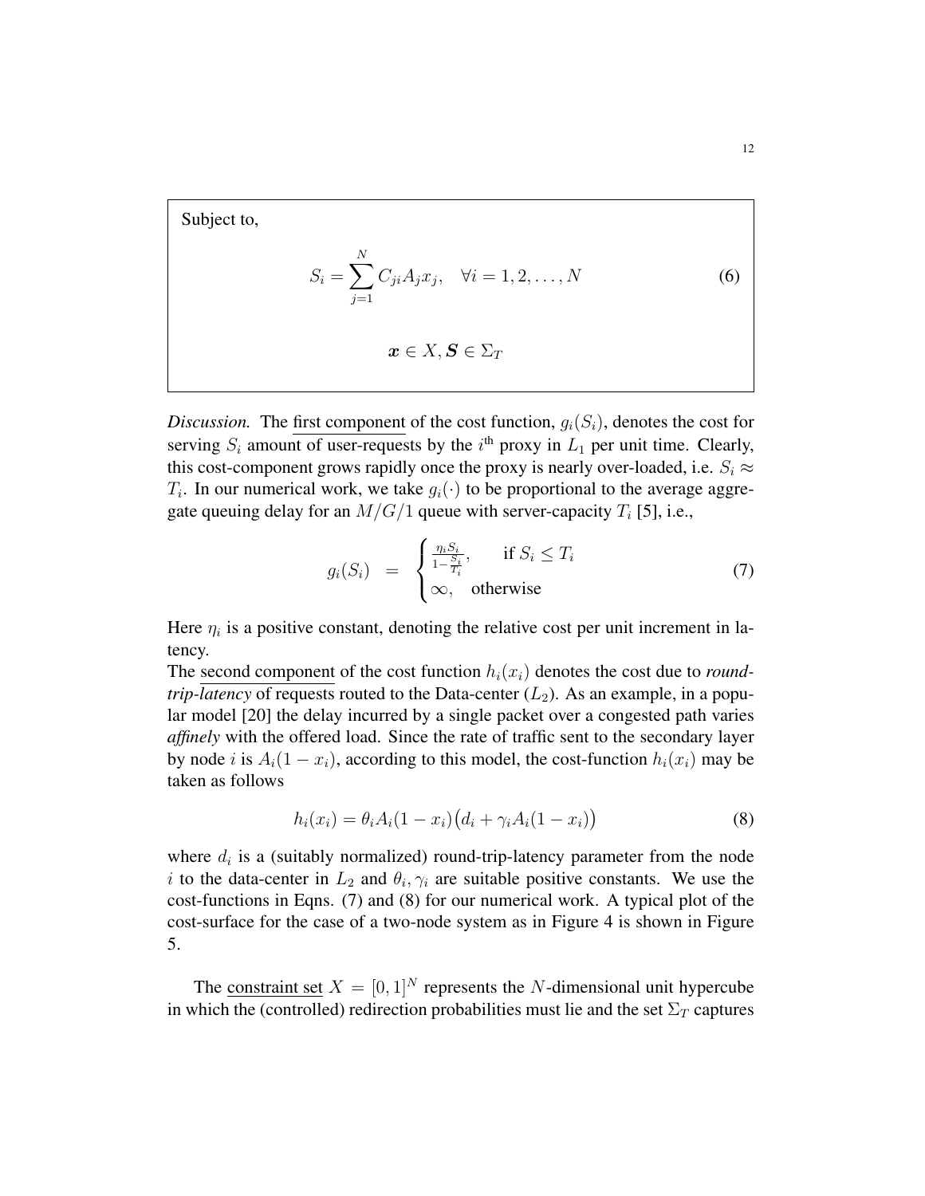Subject to,

$$S_i = \sum_{j=1}^{N} C_{ji} A_j x_j, \quad \forall i = 1, 2, \ldots, N \tag{6}$$

$$\boldsymbol{x} \in X, \boldsymbol{S} \in \Sigma_T$$

*Discussion.* The first component of the cost function, $g_i(S_i)$, denotes the cost for serving $S_i$ amount of user-requests by the $i^{\text{th}}$ proxy in $L_1$ per unit time. Clearly, this cost-component grows rapidly once the proxy is nearly over-loaded, i.e. $S_i \approx T_i$. In our numerical work, we take $g_i(\cdot)$ to be proportional to the average aggregate queuing delay for an $M/G/1$ queue with server-capacity $T_i$ [5], i.e.,

$$g_i(S_i) \;=\; \begin{cases} \frac{\eta_i S_i}{1 - \frac{S_i}{T_i}}, & \text{if } S_i \leq T_i \\ \infty, & \text{otherwise} \end{cases} \tag{7}$$

Here $\eta_i$ is a positive constant, denoting the relative cost per unit increment in latency.

The second component of the cost function $h_i(x_i)$ denotes the cost due to *round-trip-latency* of requests routed to the Data-center ($L_2$). As an example, in a popular model [20] the delay incurred by a single packet over a congested path varies *affinely* with the offered load. Since the rate of traffic sent to the secondary layer by node $i$ is $A_i(1 - x_i)$, according to this model, the cost-function $h_i(x_i)$ may be taken as follows

$$h_i(x_i) = \theta_i A_i (1 - x_i)\big(d_i + \gamma_i A_i (1 - x_i)\big) \tag{8}$$

where $d_i$ is a (suitably normalized) round-trip-latency parameter from the node $i$ to the data-center in $L_2$ and $\theta_i, \gamma_i$ are suitable positive constants. We use the cost-functions in Eqns. (7) and (8) for our numerical work. A typical plot of the cost-surface for the case of a two-node system as in Figure 4 is shown in Figure 5.

The constraint set $X = [0, 1]^N$ represents the $N$-dimensional unit hypercube in which the (controlled) redirection probabilities must lie and the set $\Sigma_T$ captures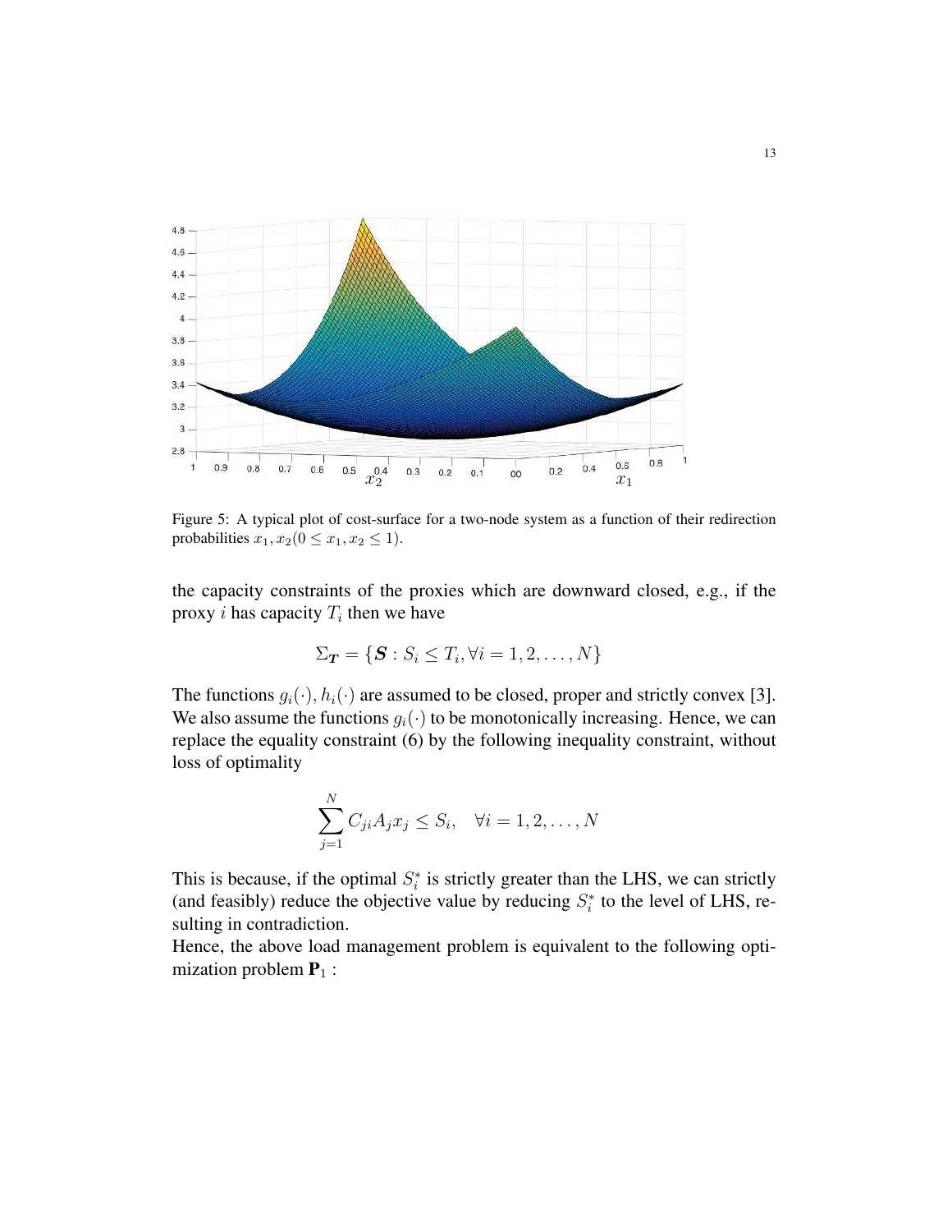Figure 5: A typical plot of cost-surface for a two-node system as a function of their redirection probabilities $x_1, x_2 (0 \leq x_1, x_2 \leq 1)$.

the capacity constraints of the proxies which are downward closed, e.g., if the proxy $i$ has capacity $T_i$ then we have

$$\Sigma_{\boldsymbol{T}} = \{\boldsymbol{S} : S_i \leq T_i, \forall i = 1, 2, \ldots, N\}$$

The functions $g_i(\cdot), h_i(\cdot)$ are assumed to be closed, proper and strictly convex [3]. We also assume the functions $g_i(\cdot)$ to be monotonically increasing. Hence, we can replace the equality constraint (6) by the following inequality constraint, without loss of optimality

$$\sum_{j=1}^{N} C_{ji} A_j x_j \leq S_i, \quad \forall i = 1, 2, \ldots, N$$

This is because, if the optimal $S_i^*$ is strictly greater than the LHS, we can strictly (and feasibly) reduce the objective value by reducing $S_i^*$ to the level of LHS, resulting in contradiction.

Hence, the above load management problem is equivalent to the following optimization problem $\mathbf{P}_1$ :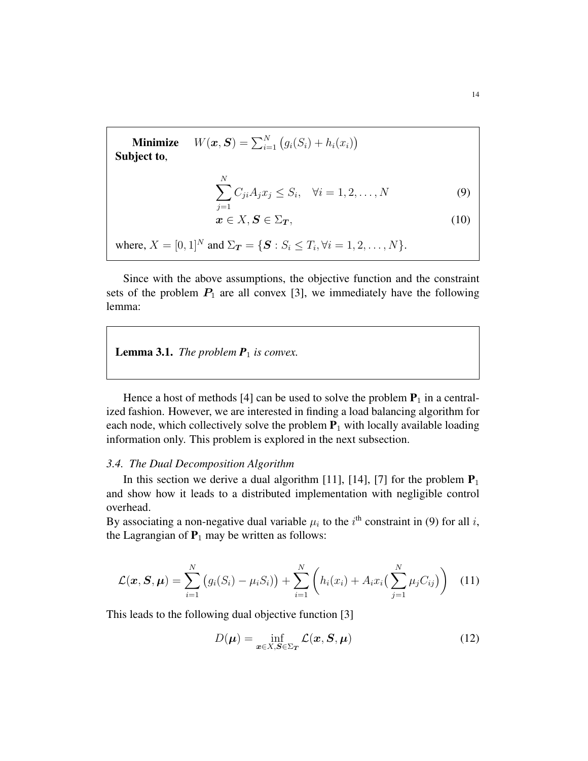**Minimize** $\quad W(\boldsymbol{x}, \boldsymbol{S}) = \sum_{i=1}^{N} \big(g_i(S_i) + h_i(x_i)\big)$
**Subject to**,

$$
\sum_{j=1}^{N} C_{ji} A_j x_j \leq S_i, \quad \forall i = 1, 2, \ldots, N \tag{9}
$$

$$
\boldsymbol{x} \in X, \boldsymbol{S} \in \Sigma_{\boldsymbol{T}}, \tag{10}
$$

where, $X = [0, 1]^N$ and $\Sigma_{\boldsymbol{T}} = \{\boldsymbol{S} : S_i \leq T_i, \forall i = 1, 2, \ldots, N\}$.

Since with the above assumptions, the objective function and the constraint sets of the problem $\boldsymbol{P}_1$ are all convex [3], we immediately have the following lemma:

**Lemma 3.1.** *The problem $\boldsymbol{P}_1$ is convex.*

Hence a host of methods [4] can be used to solve the problem $\mathbf{P}_1$ in a centralized fashion. However, we are interested in finding a load balancing algorithm for each node, which collectively solve the problem $\mathbf{P}_1$ with locally available loading information only. This problem is explored in the next subsection.

### *3.4. The Dual Decomposition Algorithm*

In this section we derive a dual algorithm [11], [14], [7] for the problem $\mathbf{P}_1$ and show how it leads to a distributed implementation with negligible control overhead.

By associating a non-negative dual variable $\mu_i$ to the $i^{\text{th}}$ constraint in (9) for all $i$, the Lagrangian of $\mathbf{P}_1$ may be written as follows:

$$
\mathcal{L}(\boldsymbol{x}, \boldsymbol{S}, \boldsymbol{\mu}) = \sum_{i=1}^{N} \big(g_i(S_i) - \mu_i S_i\big) + \sum_{i=1}^{N} \left(h_i(x_i) + A_i x_i \big(\sum_{j=1}^{N} \mu_j C_{ij}\big)\right) \tag{11}
$$

This leads to the following dual objective function [3]

$$
D(\boldsymbol{\mu}) = \inf_{\boldsymbol{x} \in X, \boldsymbol{S} \in \Sigma_{\boldsymbol{T}}} \mathcal{L}(\boldsymbol{x}, \boldsymbol{S}, \boldsymbol{\mu}) \tag{12}
$$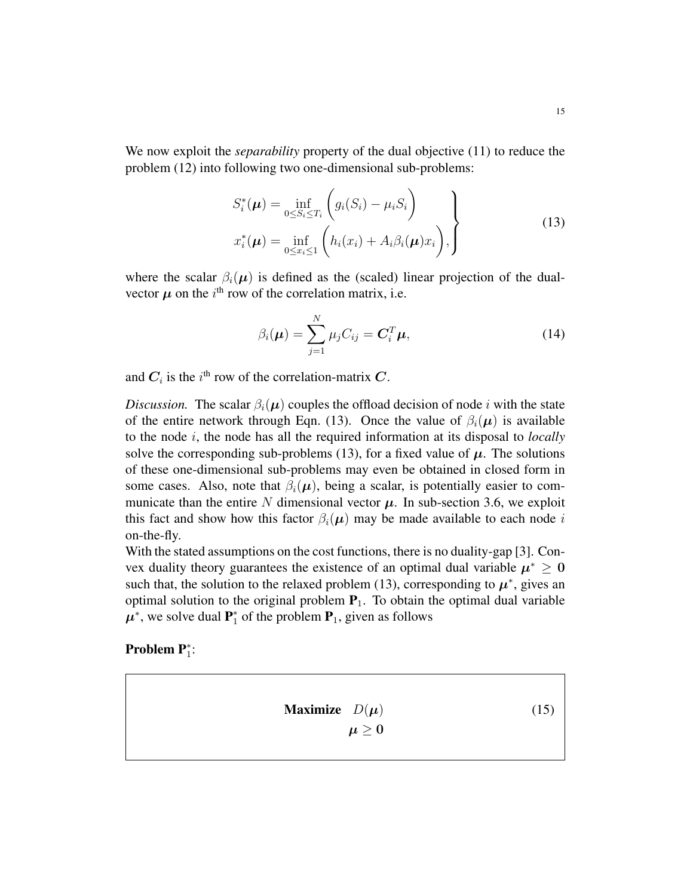We now exploit the *separability* property of the dual objective (11) to reduce the problem (12) into following two one-dimensional sub-problems:

$$
\left.\begin{aligned}
S_i^*(\boldsymbol{\mu}) &= \inf_{0 \leq S_i \leq T_i} \bigg( g_i(S_i) - \mu_i S_i \bigg) \\
x_i^*(\boldsymbol{\mu}) &= \inf_{0 \leq x_i \leq 1} \bigg( h_i(x_i) + A_i \beta_i(\boldsymbol{\mu}) x_i \bigg),
\end{aligned}\right\} \tag{13}
$$

where the scalar $\beta_i(\boldsymbol{\mu})$ is defined as the (scaled) linear projection of the dual-vector $\boldsymbol{\mu}$ on the $i^{\text{th}}$ row of the correlation matrix, i.e.

$$
\beta_i(\boldsymbol{\mu}) = \sum_{j=1}^{N} \mu_j C_{ij} = \boldsymbol{C}_i^T \boldsymbol{\mu}, \tag{14}
$$

and $\boldsymbol{C}_i$ is the $i^{\text{th}}$ row of the correlation-matrix $\boldsymbol{C}$.

*Discussion.* The scalar $\beta_i(\boldsymbol{\mu})$ couples the offload decision of node $i$ with the state of the entire network through Eqn. (13). Once the value of $\beta_i(\boldsymbol{\mu})$ is available to the node $i$, the node has all the required information at its disposal to *locally* solve the corresponding sub-problems (13), for a fixed value of $\boldsymbol{\mu}$. The solutions of these one-dimensional sub-problems may even be obtained in closed form in some cases. Also, note that $\beta_i(\boldsymbol{\mu})$, being a scalar, is potentially easier to communicate than the entire $N$ dimensional vector $\boldsymbol{\mu}$. In sub-section 3.6, we exploit this fact and show how this factor $\beta_i(\boldsymbol{\mu})$ may be made available to each node $i$ on-the-fly.
With the stated assumptions on the cost functions, there is no duality-gap [3]. Convex duality theory guarantees the existence of an optimal dual variable $\boldsymbol{\mu}^* \geq \mathbf{0}$ such that, the solution to the relaxed problem (13), corresponding to $\boldsymbol{\mu}^*$, gives an optimal solution to the original problem $\mathbf{P}_1$. To obtain the optimal dual variable $\boldsymbol{\mu}^*$, we solve dual $\mathbf{P}_1^*$ of the problem $\mathbf{P}_1$, given as follows

**Problem $\mathbf{P}_1^*$:**

$$
\begin{aligned}
\textbf{Maximize} \quad & D(\boldsymbol{\mu}) \\
& \boldsymbol{\mu} \geq \mathbf{0}
\end{aligned} \tag{15}
$$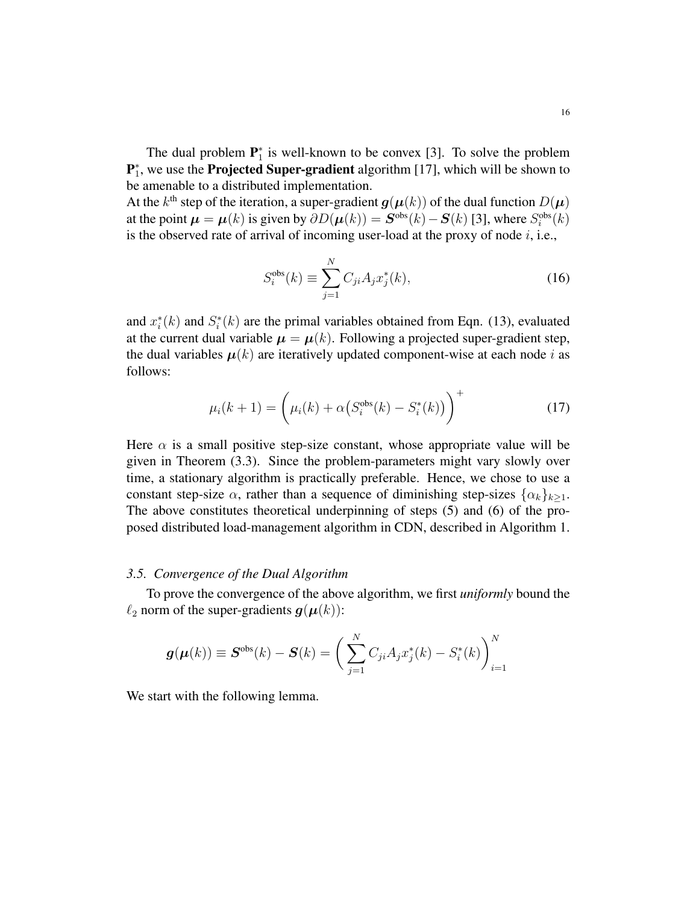The dual problem $\mathbf{P}_1^*$ is well-known to be convex [3]. To solve the problem $\mathbf{P}_1^*$, we use the **Projected Super-gradient** algorithm [17], which will be shown to be amenable to a distributed implementation.

At the $k^{\text{th}}$ step of the iteration, a super-gradient $\boldsymbol{g}(\boldsymbol{\mu}(k))$ of the dual function $D(\boldsymbol{\mu})$ at the point $\boldsymbol{\mu} = \boldsymbol{\mu}(k)$ is given by $\partial D(\boldsymbol{\mu}(k)) = \boldsymbol{S}^{\text{obs}}(k) - \boldsymbol{S}(k)$ [3], where $S_i^{\text{obs}}(k)$ is the observed rate of arrival of incoming user-load at the proxy of node $i$, i.e.,

$$S_i^{\text{obs}}(k) \equiv \sum_{j=1}^{N} C_{ji} A_j x_j^*(k), \tag{16}$$

and $x_i^*(k)$ and $S_i^*(k)$ are the primal variables obtained from Eqn. (13), evaluated at the current dual variable $\boldsymbol{\mu} = \boldsymbol{\mu}(k)$. Following a projected super-gradient step, the dual variables $\boldsymbol{\mu}(k)$ are iteratively updated component-wise at each node $i$ as follows:

$$\mu_i(k+1) = \bigg(\mu_i(k) + \alpha\big(S_i^{\text{obs}}(k) - S_i^*(k)\big)\bigg)^+ \tag{17}$$

Here $\alpha$ is a small positive step-size constant, whose appropriate value will be given in Theorem (3.3). Since the problem-parameters might vary slowly over time, a stationary algorithm is practically preferable. Hence, we chose to use a constant step-size $\alpha$, rather than a sequence of diminishing step-sizes $\{\alpha_k\}_{k\geq 1}$. The above constitutes theoretical underpinning of steps (5) and (6) of the proposed distributed load-management algorithm in CDN, described in Algorithm 1.

### *3.5. Convergence of the Dual Algorithm*

To prove the convergence of the above algorithm, we first *uniformly* bound the $\ell_2$ norm of the super-gradients $\boldsymbol{g}(\boldsymbol{\mu}(k))$:

$$\boldsymbol{g}(\boldsymbol{\mu}(k)) \equiv \boldsymbol{S}^{\text{obs}}(k) - \boldsymbol{S}(k) = \bigg(\sum_{j=1}^{N} C_{ji} A_j x_j^*(k) - S_i^*(k)\bigg)_{i=1}^{N}$$

We start with the following lemma.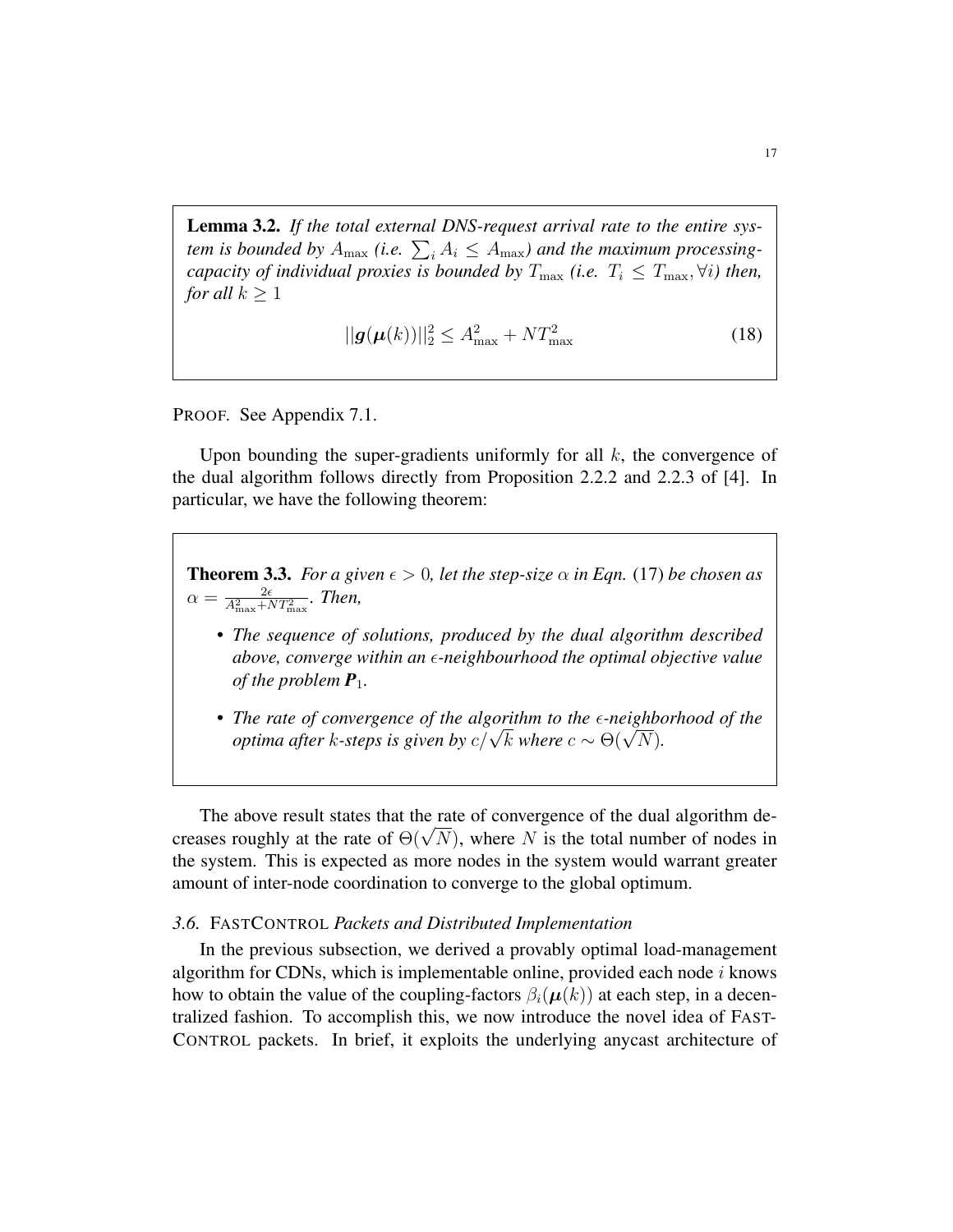**Lemma 3.2.** *If the total external DNS-request arrival rate to the entire system is bounded by $A_{\max}$ (i.e. $\sum_i A_i \leq A_{\max}$) and the maximum processing-capacity of individual proxies is bounded by $T_{\max}$ (i.e. $T_i \leq T_{\max}, \forall i$) then, for all $k \geq 1$*

$$||\boldsymbol{g}(\boldsymbol{\mu}(k))||_2^2 \leq A_{\max}^2 + NT_{\max}^2 \tag{18}$$

PROOF. See Appendix 7.1.

Upon bounding the super-gradients uniformly for all $k$, the convergence of the dual algorithm follows directly from Proposition 2.2.2 and 2.2.3 of [4]. In particular, we have the following theorem:

**Theorem 3.3.** *For a given $\epsilon > 0$, let the step-size $\alpha$ in Eqn.* (17) *be chosen as $\alpha = \frac{2\epsilon}{A_{\max}^2 + NT_{\max}^2}$. Then,*

- *The sequence of solutions, produced by the dual algorithm described above, converge within an $\epsilon$-neighbourhood the optimal objective value of the problem $\boldsymbol{P}_1$.*
- *The rate of convergence of the algorithm to the $\epsilon$-neighborhood of the optima after $k$-steps is given by $c/\sqrt{k}$ where $c \sim \Theta(\sqrt{N})$.*

The above result states that the rate of convergence of the dual algorithm decreases roughly at the rate of $\Theta(\sqrt{N})$, where $N$ is the total number of nodes in the system. This is expected as more nodes in the system would warrant greater amount of inter-node coordination to converge to the global optimum.

### *3.6.* FASTCONTROL *Packets and Distributed Implementation*

In the previous subsection, we derived a provably optimal load-management algorithm for CDNs, which is implementable online, provided each node $i$ knows how to obtain the value of the coupling-factors $\beta_i(\boldsymbol{\mu}(k))$ at each step, in a decentralized fashion. To accomplish this, we now introduce the novel idea of FASTCONTROL packets. In brief, it exploits the underlying anycast architecture of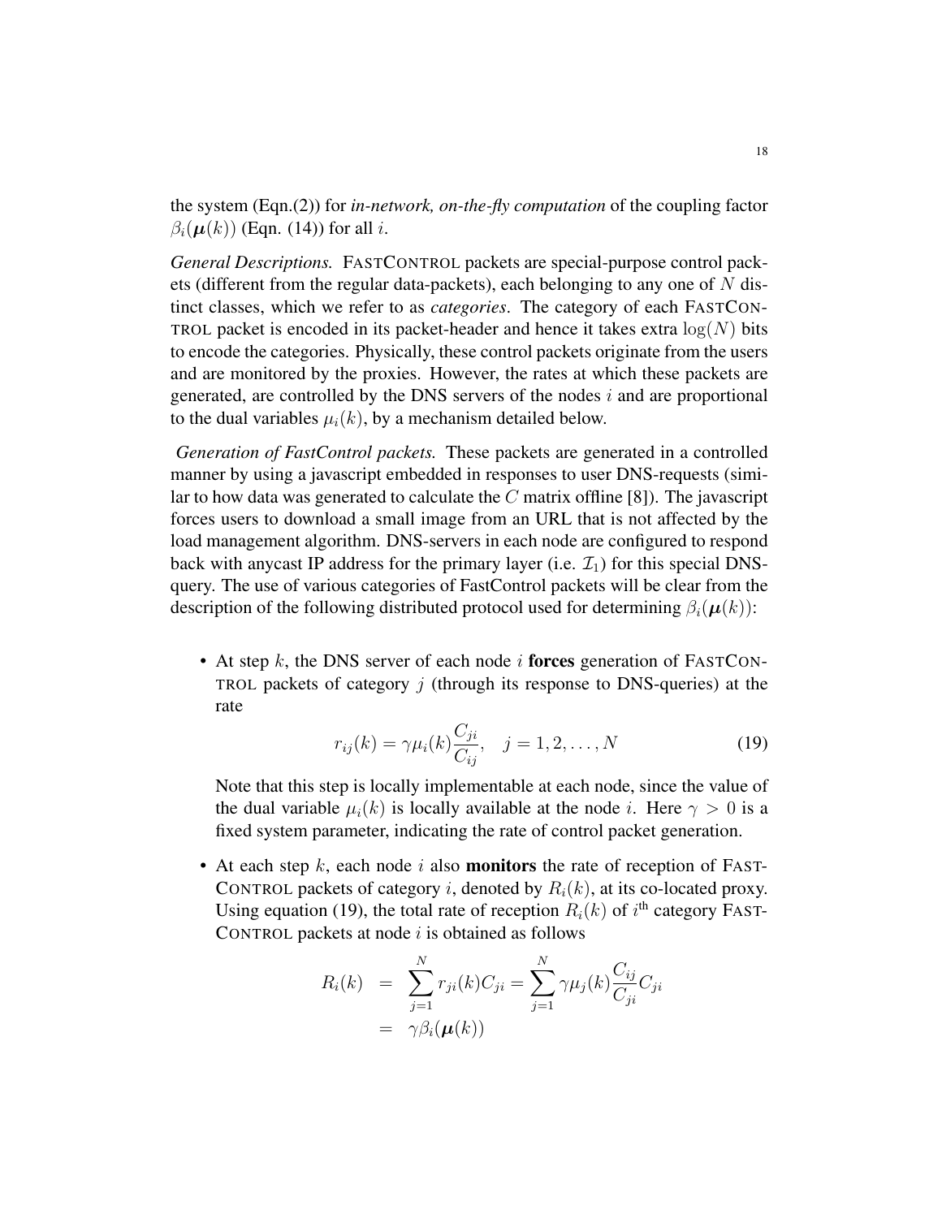the system (Eqn.(2)) for *in-network, on-the-fly computation* of the coupling factor $\beta_i(\boldsymbol{\mu}(k))$ (Eqn. (14)) for all $i$.

*General Descriptions.* FASTCONTROL packets are special-purpose control packets (different from the regular data-packets), each belonging to any one of $N$ distinct classes, which we refer to as *categories*. The category of each FASTCONTROL packet is encoded in its packet-header and hence it takes extra $\log(N)$ bits to encode the categories. Physically, these control packets originate from the users and are monitored by the proxies. However, the rates at which these packets are generated, are controlled by the DNS servers of the nodes $i$ and are proportional to the dual variables $\mu_i(k)$, by a mechanism detailed below.

*Generation of FastControl packets.* These packets are generated in a controlled manner by using a javascript embedded in responses to user DNS-requests (similar to how data was generated to calculate the $C$ matrix offline [8]). The javascript forces users to download a small image from an URL that is not affected by the load management algorithm. DNS-servers in each node are configured to respond back with anycast IP address for the primary layer (i.e. $\mathcal{I}_1$) for this special DNS-query. The use of various categories of FastControl packets will be clear from the description of the following distributed protocol used for determining $\beta_i(\boldsymbol{\mu}(k))$:

- At step $k$, the DNS server of each node $i$ **forces** generation of FASTCONTROL packets of category $j$ (through its response to DNS-queries) at the rate

$$r_{ij}(k) = \gamma \mu_i(k) \frac{C_{ji}}{C_{ij}}, \quad j = 1, 2, \ldots, N \tag{19}$$

  Note that this step is locally implementable at each node, since the value of the dual variable $\mu_i(k)$ is locally available at the node $i$. Here $\gamma > 0$ is a fixed system parameter, indicating the rate of control packet generation.

- At each step $k$, each node $i$ also **monitors** the rate of reception of FASTCONTROL packets of category $i$, denoted by $R_i(k)$, at its co-located proxy. Using equation (19), the total rate of reception $R_i(k)$ of $i^{\text{th}}$ category FASTCONTROL packets at node $i$ is obtained as follows

$$\begin{aligned} R_i(k) &= \sum_{j=1}^{N} r_{ji}(k) C_{ji} = \sum_{j=1}^{N} \gamma \mu_j(k) \frac{C_{ij}}{C_{ji}} C_{ji} \\ &= \gamma \beta_i(\boldsymbol{\mu}(k)) \end{aligned}$$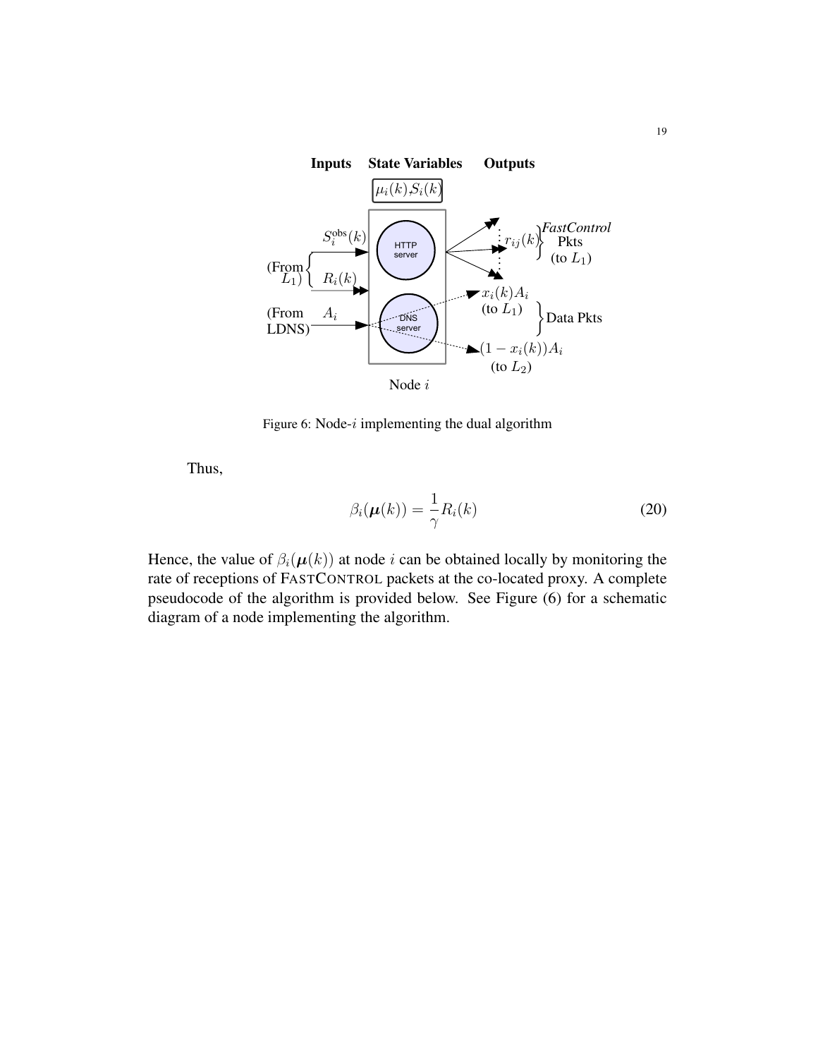Figure 6: Node-$i$ implementing the dual algorithm

Thus,

$$\beta_i(\boldsymbol{\mu}(k)) = \frac{1}{\gamma} R_i(k) \tag{20}$$

Hence, the value of $\beta_i(\boldsymbol{\mu}(k))$ at node $i$ can be obtained locally by monitoring the rate of receptions of FASTCONTROL packets at the co-located proxy. A complete pseudocode of the algorithm is provided below. See Figure (6) for a schematic diagram of a node implementing the algorithm.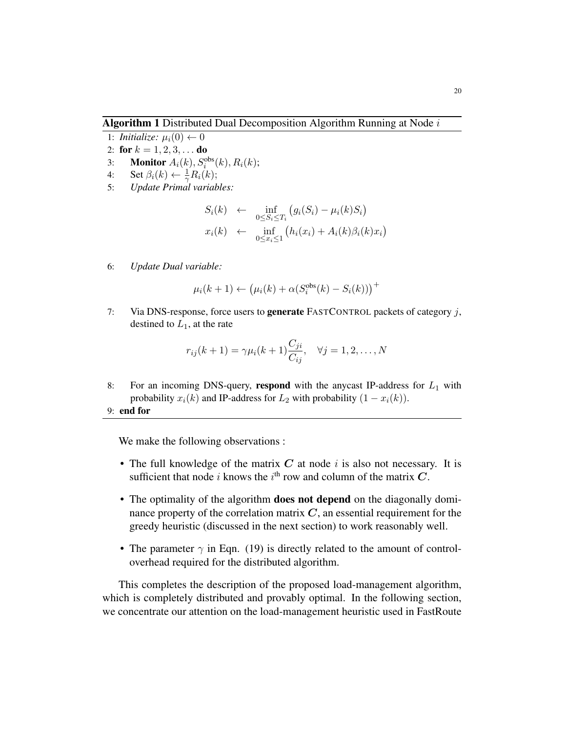**Algorithm 1** Distributed Dual Decomposition Algorithm Running at Node $i$

1: *Initialize:* $\mu_i(0) \leftarrow 0$

2: **for** $k = 1, 2, 3, \dots$ **do**

3: **Monitor** $A_i(k), S_i^{\text{obs}}(k), R_i(k)$;

4: Set $\beta_i(k) \leftarrow \frac{1}{\gamma} R_i(k)$;

5: *Update Primal variables:*

$$
\begin{aligned}
S_i(k) &\leftarrow \inf_{0 \leq S_i \leq T_i} \big( g_i(S_i) - \mu_i(k) S_i \big) \\
x_i(k) &\leftarrow \inf_{0 \leq x_i \leq 1} \big( h_i(x_i) + A_i(k)\beta_i(k) x_i \big)
\end{aligned}
$$

6: *Update Dual variable:*

$$
\mu_i(k+1) \leftarrow \big( \mu_i(k) + \alpha (S_i^{\text{obs}}(k) - S_i(k)) \big)^+
$$

7: Via DNS-response, force users to **generate** FASTCONTROL packets of category $j$, destined to $L_1$, at the rate

$$
r_{ij}(k+1) = \gamma \mu_i(k+1) \frac{C_{ji}}{C_{ij}}, \quad \forall j = 1, 2, \dots, N
$$

8: For an incoming DNS-query, **respond** with the anycast IP-address for $L_1$ with probability $x_i(k)$ and IP-address for $L_2$ with probability $(1 - x_i(k))$.

9: **end for**

We make the following observations :

- The full knowledge of the matrix $\boldsymbol{C}$ at node $i$ is also not necessary. It is sufficient that node $i$ knows the $i^{\text{th}}$ row and column of the matrix $\boldsymbol{C}$.
- The optimality of the algorithm **does not depend** on the diagonally dominance property of the correlation matrix $\boldsymbol{C}$, an essential requirement for the greedy heuristic (discussed in the next section) to work reasonably well.
- The parameter $\gamma$ in Eqn. (19) is directly related to the amount of control-overhead required for the distributed algorithm.

This completes the description of the proposed load-management algorithm, which is completely distributed and provably optimal. In the following section, we concentrate our attention on the load-management heuristic used in FastRoute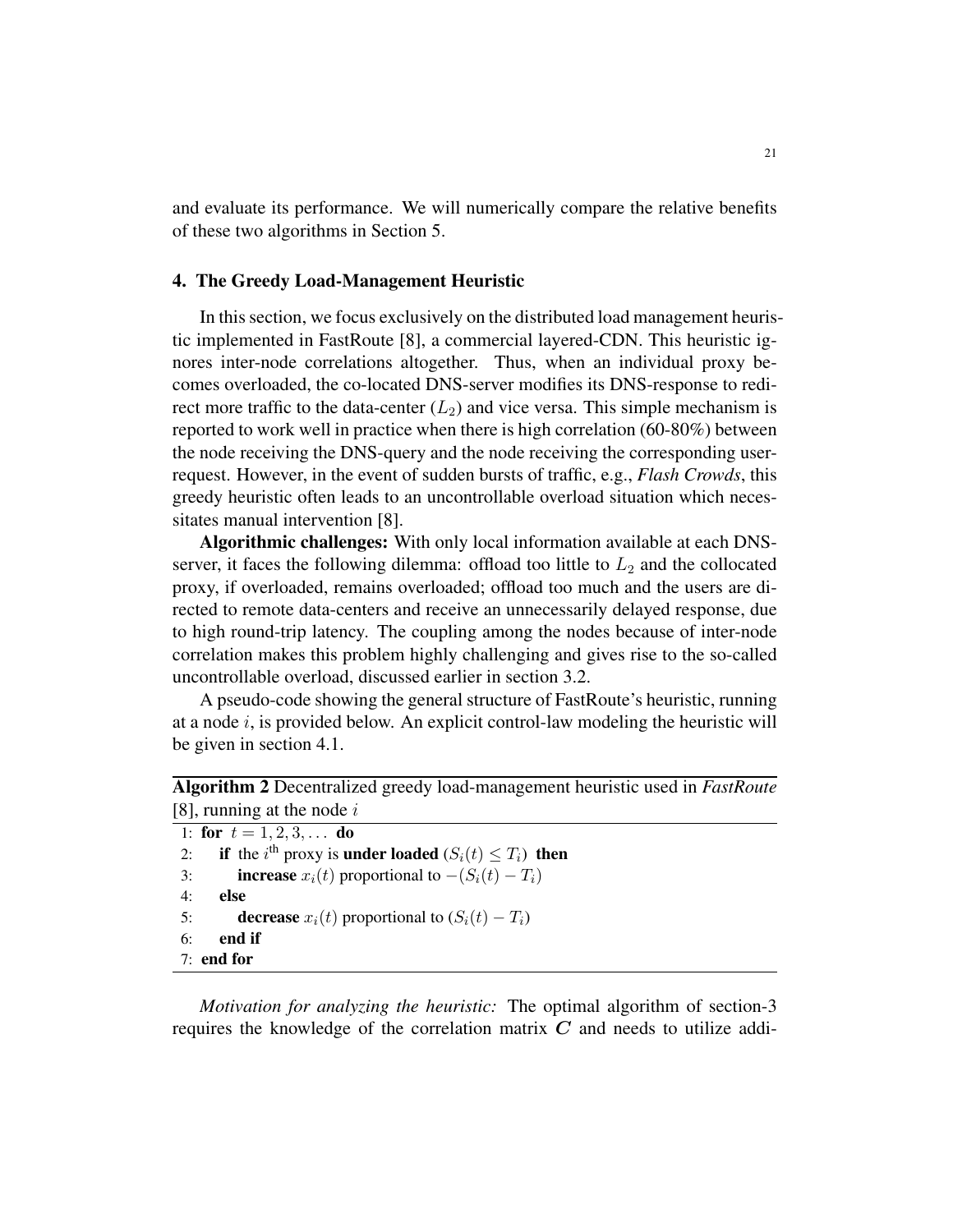and evaluate its performance. We will numerically compare the relative benefits of these two algorithms in Section 5.

## 4. The Greedy Load-Management Heuristic

In this section, we focus exclusively on the distributed load management heuristic implemented in FastRoute [8], a commercial layered-CDN. This heuristic ignores inter-node correlations altogether. Thus, when an individual proxy becomes overloaded, the co-located DNS-server modifies its DNS-response to redirect more traffic to the data-center ($L_2$) and vice versa. This simple mechanism is reported to work well in practice when there is high correlation (60-80%) between the node receiving the DNS-query and the node receiving the corresponding user-request. However, in the event of sudden bursts of traffic, e.g., *Flash Crowds*, this greedy heuristic often leads to an uncontrollable overload situation which necessitates manual intervention [8].

**Algorithmic challenges:** With only local information available at each DNS-server, it faces the following dilemma: offload too little to $L_2$ and the collocated proxy, if overloaded, remains overloaded; offload too much and the users are directed to remote data-centers and receive an unnecessarily delayed response, due to high round-trip latency. The coupling among the nodes because of inter-node correlation makes this problem highly challenging and gives rise to the so-called uncontrollable overload, discussed earlier in section 3.2.

A pseudo-code showing the general structure of FastRoute's heuristic, running at a node $i$, is provided below. An explicit control-law modeling the heuristic will be given in section 4.1.

**Algorithm 2** Decentralized greedy load-management heuristic used in *FastRoute* [8], running at the node $i$

1: **for** $t = 1, 2, 3, \dots$ **do**
2: &nbsp;&nbsp;&nbsp;&nbsp;**if** the $i^{\text{th}}$ proxy is **under loaded** ($S_i(t) \leq T_i$) **then**
3: &nbsp;&nbsp;&nbsp;&nbsp;&nbsp;&nbsp;&nbsp;&nbsp;**increase** $x_i(t)$ proportional to $-(S_i(t) - T_i)$
4: &nbsp;&nbsp;&nbsp;&nbsp;**else**
5: &nbsp;&nbsp;&nbsp;&nbsp;&nbsp;&nbsp;&nbsp;&nbsp;**decrease** $x_i(t)$ proportional to $(S_i(t) - T_i)$
6: &nbsp;&nbsp;&nbsp;&nbsp;**end if**
7: **end for**

*Motivation for analyzing the heuristic:* The optimal algorithm of section-3 requires the knowledge of the correlation matrix $\boldsymbol{C}$ and needs to utilize addi-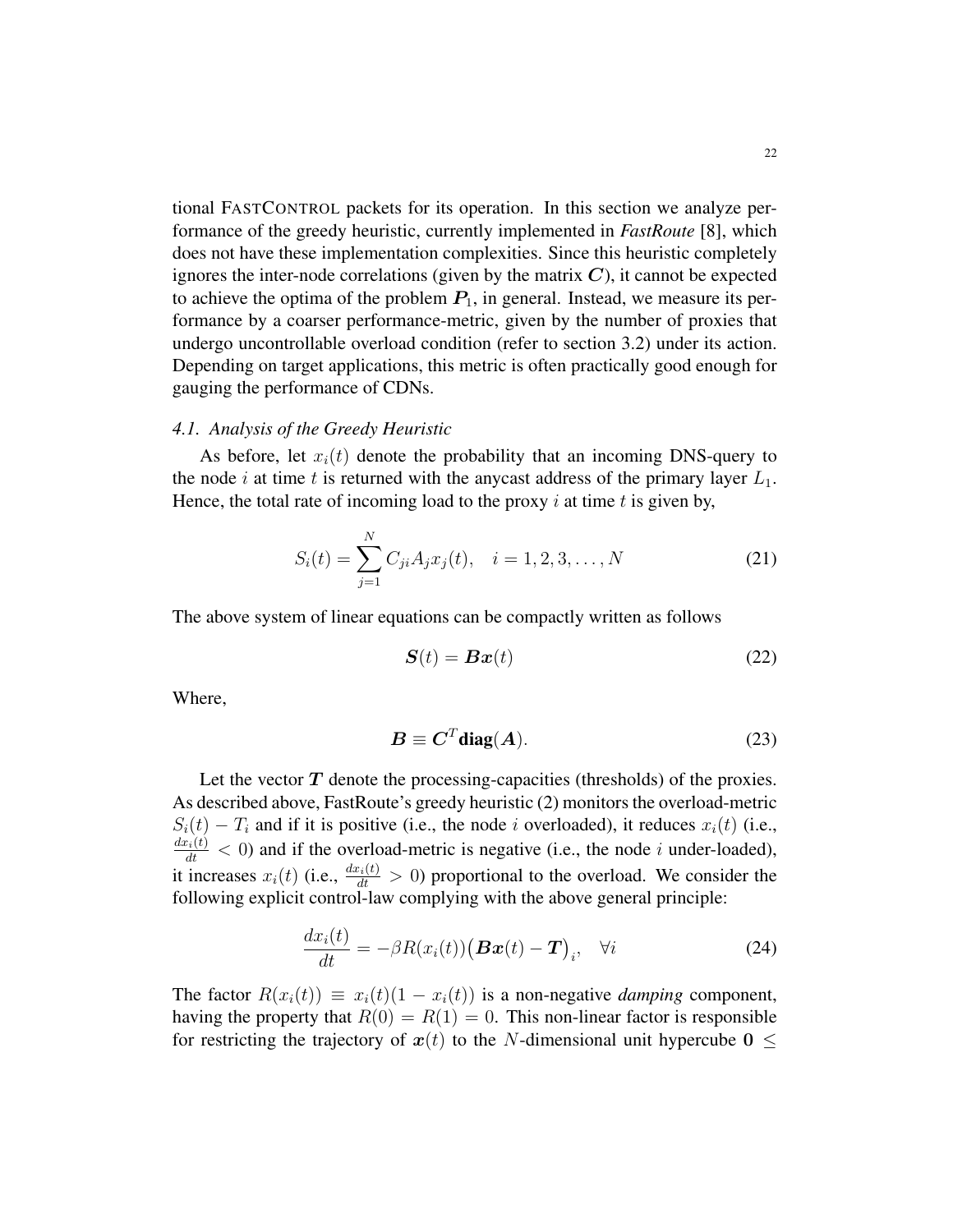tional FASTCONTROL packets for its operation. In this section we analyze performance of the greedy heuristic, currently implemented in ***FastRoute*** [8], which does not have these implementation complexities. Since this heuristic completely ignores the inter-node correlations (given by the matrix $\boldsymbol{C}$), it cannot be expected to achieve the optima of the problem $\boldsymbol{P}_1$, in general. Instead, we measure its performance by a coarser performance-metric, given by the number of proxies that undergo uncontrollable overload condition (refer to section 3.2) under its action. Depending on target applications, this metric is often practically good enough for gauging the performance of CDNs.

### *4.1. Analysis of the Greedy Heuristic*

As before, let $x_i(t)$ denote the probability that an incoming DNS-query to the node $i$ at time $t$ is returned with the anycast address of the primary layer $L_1$. Hence, the total rate of incoming load to the proxy $i$ at time $t$ is given by,

$$S_i(t) = \sum_{j=1}^{N} C_{ji} A_j x_j(t), \quad i = 1, 2, 3, \ldots, N \tag{21}$$

The above system of linear equations can be compactly written as follows

$$\boldsymbol{S}(t) = \boldsymbol{B}\boldsymbol{x}(t) \tag{22}$$

Where,

$$\boldsymbol{B} \equiv \boldsymbol{C}^T \mathbf{diag}(\boldsymbol{A}). \tag{23}$$

Let the vector $\boldsymbol{T}$ denote the processing-capacities (thresholds) of the proxies. As described above, FastRoute's greedy heuristic (2) monitors the overload-metric $S_i(t) - T_i$ and if it is positive (i.e., the node $i$ overloaded), it reduces $x_i(t)$ (i.e., $\frac{dx_i(t)}{dt} < 0$) and if the overload-metric is negative (i.e., the node $i$ under-loaded), it increases $x_i(t)$ (i.e., $\frac{dx_i(t)}{dt} > 0$) proportional to the overload. We consider the following explicit control-law complying with the above general principle:

$$\frac{dx_i(t)}{dt} = -\beta R(x_i(t)) \big(\boldsymbol{B}\boldsymbol{x}(t) - \boldsymbol{T}\big)_i, \quad \forall i \tag{24}$$

The factor $R(x_i(t)) \equiv x_i(t)(1 - x_i(t))$ is a non-negative *damping* component, having the property that $R(0) = R(1) = 0$. This non-linear factor is responsible for restricting the trajectory of $\boldsymbol{x}(t)$ to the $N$-dimensional unit hypercube $\mathbf{0} \leq$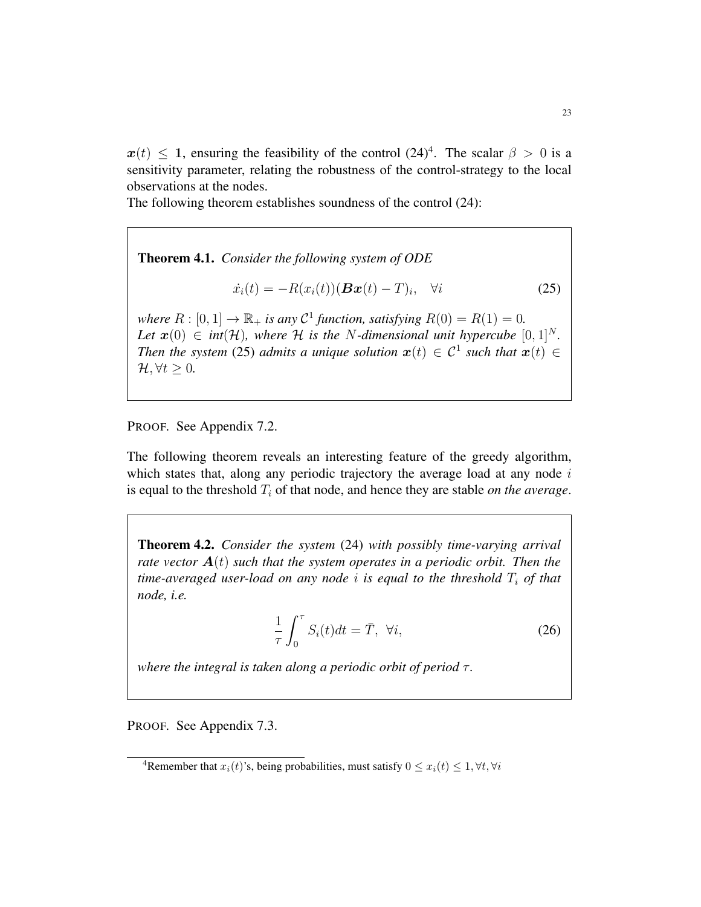$\boldsymbol{x}(t) \leq \mathbf{1}$, ensuring the feasibility of the control (24)[4]. The scalar $\beta > 0$ is a sensitivity parameter, relating the robustness of the control-strategy to the local observations at the nodes.
The following theorem establishes soundness of the control (24):

**Theorem 4.1.** *Consider the following system of ODE*

$$\dot{x}_i(t) = -R(x_i(t))(\boldsymbol{B}\boldsymbol{x}(t) - T)_i, \quad \forall i \tag{25}$$

*where $R : [0, 1] \to \mathbb{R}_+$ is any $\mathcal{C}^1$ function, satisfying $R(0) = R(1) = 0$.*
*Let $\boldsymbol{x}(0) \in$ int$(\mathcal{H})$, where $\mathcal{H}$ is the $N$-dimensional unit hypercube $[0, 1]^N$. Then the system* (25) *admits a unique solution $\boldsymbol{x}(t) \in \mathcal{C}^1$ such that $\boldsymbol{x}(t) \in \mathcal{H}, \forall t \geq 0$.*

PROOF. See Appendix 7.2.

The following theorem reveals an interesting feature of the greedy algorithm, which states that, along any periodic trajectory the average load at any node $i$ is equal to the threshold $T_i$ of that node, and hence they are stable *on the average*.

**Theorem 4.2.** *Consider the system* (24) *with possibly time-varying arrival rate vector $\boldsymbol{A}(t)$ such that the system operates in a periodic orbit. Then the time-averaged user-load on any node $i$ is equal to the threshold $T_i$ of that node, i.e.*

$$\frac{1}{\tau}\int_0^\tau S_i(t)dt = \bar{T}, \;\; \forall i, \tag{26}$$

*where the integral is taken along a periodic orbit of period $\tau$.*

PROOF. See Appendix 7.3.

[4] Remember that $x_i(t)$'s, being probabilities, must satisfy $0 \leq x_i(t) \leq 1, \forall t, \forall i$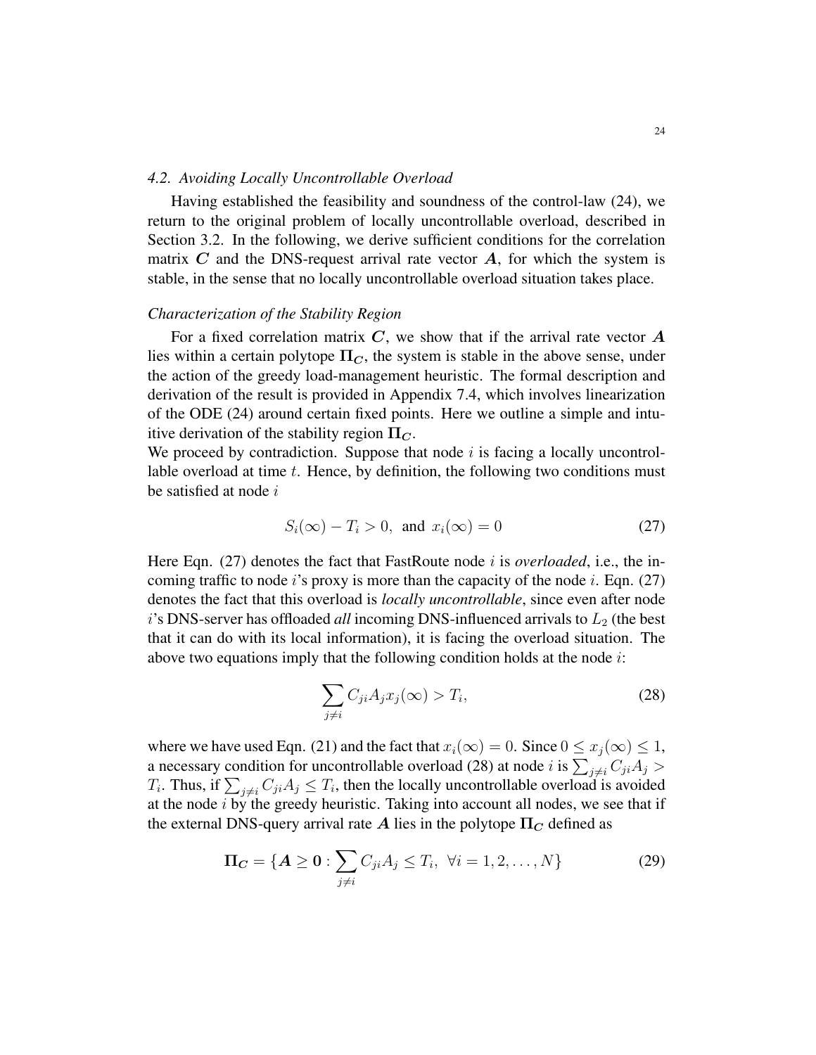### 4.2. Avoiding Locally Uncontrollable Overload

Having established the feasibility and soundness of the control-law (24), we return to the original problem of locally uncontrollable overload, described in Section 3.2. In the following, we derive sufficient conditions for the correlation matrix $\boldsymbol{C}$ and the DNS-request arrival rate vector $\boldsymbol{A}$, for which the system is stable, in the sense that no locally uncontrollable overload situation takes place.

*Characterization of the Stability Region*

For a fixed correlation matrix $\boldsymbol{C}$, we show that if the arrival rate vector $\boldsymbol{A}$ lies within a certain polytope $\boldsymbol{\Pi_C}$, the system is stable in the above sense, under the action of the greedy load-management heuristic. The formal description and derivation of the result is provided in Appendix 7.4, which involves linearization of the ODE (24) around certain fixed points. Here we outline a simple and intuitive derivation of the stability region $\boldsymbol{\Pi_C}$.

We proceed by contradiction. Suppose that node $i$ is facing a locally uncontrollable overload at time $t$. Hence, by definition, the following two conditions must be satisfied at node $i$

$$S_i(\infty) - T_i > 0, \text{ and } x_i(\infty) = 0 \tag{27}$$

Here Eqn. (27) denotes the fact that FastRoute node $i$ is *overloaded*, i.e., the incoming traffic to node $i$'s proxy is more than the capacity of the node $i$. Eqn. (27) denotes the fact that this overload is *locally uncontrollable*, since even after node $i$'s DNS-server has offloaded *all* incoming DNS-influenced arrivals to $L_2$ (the best that it can do with its local information), it is facing the overload situation. The above two equations imply that the following condition holds at the node $i$:

$$\sum_{j \neq i} C_{ji} A_j x_j(\infty) > T_i, \tag{28}$$

where we have used Eqn. (21) and the fact that $x_i(\infty) = 0$. Since $0 \leq x_j(\infty) \leq 1$, a necessary condition for uncontrollable overload (28) at node $i$ is $\sum_{j \neq i} C_{ji} A_j > T_i$. Thus, if $\sum_{j \neq i} C_{ji} A_j \leq T_i$, then the locally uncontrollable overload is avoided at the node $i$ by the greedy heuristic. Taking into account all nodes, we see that if the external DNS-query arrival rate $\boldsymbol{A}$ lies in the polytope $\boldsymbol{\Pi_C}$ defined as

$$\boldsymbol{\Pi_C} = \{\boldsymbol{A} \geq \boldsymbol{0} : \sum_{j \neq i} C_{ji} A_j \leq T_i, \ \forall i = 1, 2, \ldots, N\} \tag{29}$$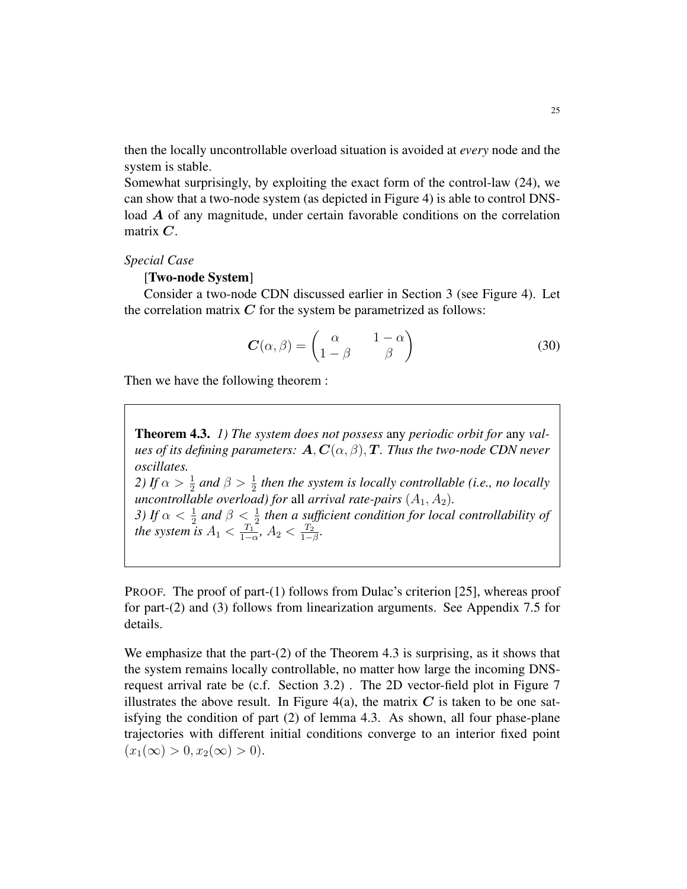then the locally uncontrollable overload situation is avoided at *every* node and the system is stable.

Somewhat surprisingly, by exploiting the exact form of the control-law (24), we can show that a two-node system (as depicted in Figure 4) is able to control DNS-load $\boldsymbol{A}$ of any magnitude, under certain favorable conditions on the correlation matrix $\boldsymbol{C}$.

*Special Case*

[**Two-node System**]

Consider a two-node CDN discussed earlier in Section 3 (see Figure 4). Let the correlation matrix $\boldsymbol{C}$ for the system be parametrized as follows:

$$\boldsymbol{C}(\alpha, \beta) = \begin{pmatrix} \alpha & 1-\alpha \\ 1-\beta & \beta \end{pmatrix} \tag{30}$$

Then we have the following theorem :

> **Theorem 4.3.** *1) The system does not possess* any *periodic orbit for* any *values of its defining parameters: $\boldsymbol{A}, \boldsymbol{C}(\alpha, \beta), \boldsymbol{T}$. Thus the two-node CDN never oscillates.*
> *2) If $\alpha > \frac{1}{2}$ and $\beta > \frac{1}{2}$ then the system is locally controllable (i.e., no locally uncontrollable overload) for* all *arrival rate-pairs $(A_1, A_2)$.*
> *3) If $\alpha < \frac{1}{2}$ and $\beta < \frac{1}{2}$ then a sufficient condition for local controllability of the system is $A_1 < \frac{T_1}{1-\alpha}$, $A_2 < \frac{T_2}{1-\beta}$.*

PROOF. The proof of part-(1) follows from Dulac's criterion [25], whereas proof for part-(2) and (3) follows from linearization arguments. See Appendix 7.5 for details.

We emphasize that the part-(2) of the Theorem 4.3 is surprising, as it shows that the system remains locally controllable, no matter how large the incoming DNS-request arrival rate be (c.f. Section 3.2) . The 2D vector-field plot in Figure 7 illustrates the above result. In Figure 4(a), the matrix $\boldsymbol{C}$ is taken to be one satisfying the condition of part (2) of lemma 4.3. As shown, all four phase-plane trajectories with different initial conditions converge to an interior fixed point $(x_1(\infty) > 0, x_2(\infty) > 0)$.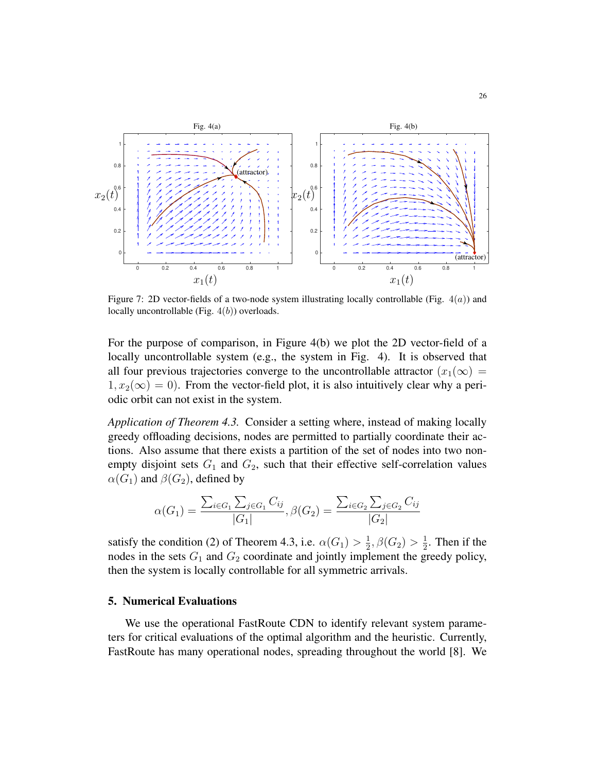Figure 7: 2D vector-fields of a two-node system illustrating locally controllable (Fig. $4(a)$) and locally uncontrollable (Fig. $4(b)$) overloads.

For the purpose of comparison, in Figure 4(b) we plot the 2D vector-field of a locally uncontrollable system (e.g., the system in Fig. 4). It is observed that all four previous trajectories converge to the uncontrollable attractor $(x_1(\infty) = 1, x_2(\infty) = 0)$. From the vector-field plot, it is also intuitively clear why a periodic orbit can not exist in the system.

*Application of Theorem 4.3.* Consider a setting where, instead of making locally greedy offloading decisions, nodes are permitted to partially coordinate their actions. Also assume that there exists a partition of the set of nodes into two non-empty disjoint sets $G_1$ and $G_2$, such that their effective self-correlation values $\alpha(G_1)$ and $\beta(G_2)$, defined by

$$\alpha(G_1) = \frac{\sum_{i \in G_1} \sum_{j \in G_1} C_{ij}}{|G_1|}, \beta(G_2) = \frac{\sum_{i \in G_2} \sum_{j \in G_2} C_{ij}}{|G_2|}$$

satisfy the condition (2) of Theorem 4.3, i.e. $\alpha(G_1) > \frac{1}{2}, \beta(G_2) > \frac{1}{2}$. Then if the nodes in the sets $G_1$ and $G_2$ coordinate and jointly implement the greedy policy, then the system is locally controllable for all symmetric arrivals.

## 5. Numerical Evaluations

We use the operational FastRoute CDN to identify relevant system parameters for critical evaluations of the optimal algorithm and the heuristic. Currently, FastRoute has many operational nodes, spreading throughout the world [8]. We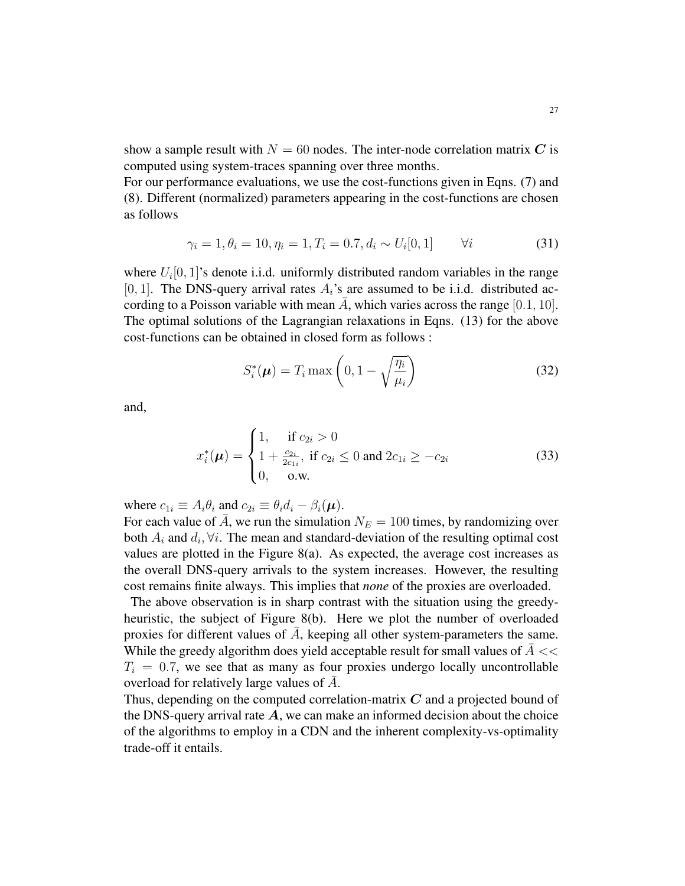show a sample result with $N = 60$ nodes. The inter-node correlation matrix $\boldsymbol{C}$ is computed using system-traces spanning over three months.

For our performance evaluations, we use the cost-functions given in Eqns. (7) and (8). Different (normalized) parameters appearing in the cost-functions are chosen as follows

$$\gamma_i = 1, \theta_i = 10, \eta_i = 1, T_i = 0.7, d_i \sim U_i[0,1] \qquad \forall i \tag{31}$$

where $U_i[0,1]$'s denote i.i.d. uniformly distributed random variables in the range $[0,1]$. The DNS-query arrival rates $A_i$'s are assumed to be i.i.d. distributed according to a Poisson variable with mean $\bar{A}$, which varies across the range $[0.1, 10]$. The optimal solutions of the Lagrangian relaxations in Eqns. (13) for the above cost-functions can be obtained in closed form as follows :

$$S_i^*(\boldsymbol{\mu}) = T_i \max\left(0, 1 - \sqrt{\frac{\eta_i}{\mu_i}}\right) \tag{32}$$

and,

$$x_i^*(\boldsymbol{\mu}) = \begin{cases} 1, & \text{if } c_{2i} > 0 \\ 1 + \frac{c_{2i}}{2c_{1i}}, & \text{if } c_{2i} \leq 0 \text{ and } 2c_{1i} \geq -c_{2i} \\ 0, & \text{o.w.} \end{cases} \tag{33}$$

where $c_{1i} \equiv A_i \theta_i$ and $c_{2i} \equiv \theta_i d_i - \beta_i(\boldsymbol{\mu})$.

For each value of $\bar{A}$, we run the simulation $N_E = 100$ times, by randomizing over both $A_i$ and $d_i, \forall i$. The mean and standard-deviation of the resulting optimal cost values are plotted in the Figure 8(a). As expected, the average cost increases as the overall DNS-query arrivals to the system increases. However, the resulting cost remains finite always. This implies that *none* of the proxies are overloaded.

The above observation is in sharp contrast with the situation using the greedy-heuristic, the subject of Figure 8(b). Here we plot the number of overloaded proxies for different values of $\bar{A}$, keeping all other system-parameters the same. While the greedy algorithm does yield acceptable result for small values of $\bar{A} << T_i = 0.7$, we see that as many as four proxies undergo locally uncontrollable overload for relatively large values of $\bar{A}$.

Thus, depending on the computed correlation-matrix $\boldsymbol{C}$ and a projected bound of the DNS-query arrival rate $\boldsymbol{A}$, we can make an informed decision about the choice of the algorithms to employ in a CDN and the inherent complexity-vs-optimality trade-off it entails.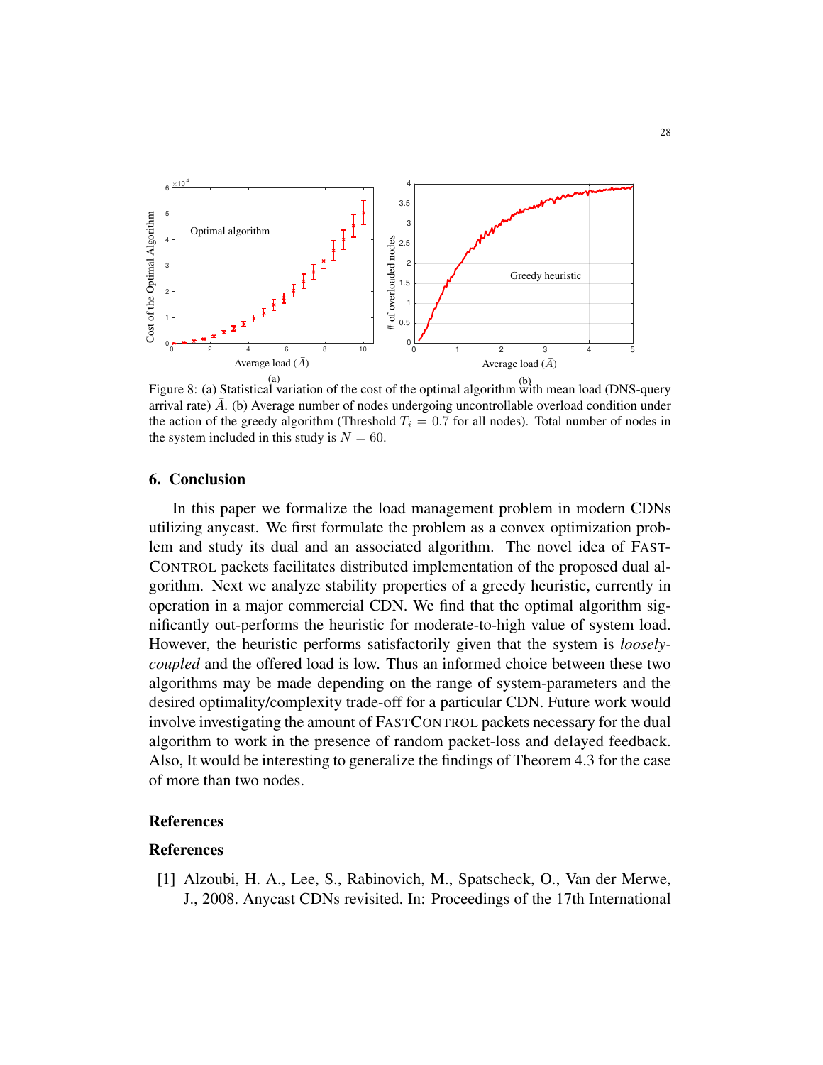Figure 8: (a) Statistical variation of the cost of the optimal algorithm with mean load (DNS-query arrival rate) $\bar{A}$. (b) Average number of nodes undergoing uncontrollable overload condition under the action of the greedy algorithm (Threshold $T_i = 0.7$ for all nodes). Total number of nodes in the system included in this study is $N = 60$.

## 6. Conclusion

In this paper we formalize the load management problem in modern CDNs utilizing anycast. We first formulate the problem as a convex optimization problem and study its dual and an associated algorithm. The novel idea of FASTCONTROL packets facilitates distributed implementation of the proposed dual algorithm. Next we analyze stability properties of a greedy heuristic, currently in operation in a major commercial CDN. We find that the optimal algorithm significantly out-performs the heuristic for moderate-to-high value of system load. However, the heuristic performs satisfactorily given that the system is *loosely-coupled* and the offered load is low. Thus an informed choice between these two algorithms may be made depending on the range of system-parameters and the desired optimality/complexity trade-off for a particular CDN. Future work would involve investigating the amount of FASTCONTROL packets necessary for the dual algorithm to work in the presence of random packet-loss and delayed feedback. Also, It would be interesting to generalize the findings of Theorem 4.3 for the case of more than two nodes.

## References

## References

[1] Alzoubi, H. A., Lee, S., Rabinovich, M., Spatscheck, O., Van der Merwe, J., 2008. Anycast CDNs revisited. In: Proceedings of the 17th International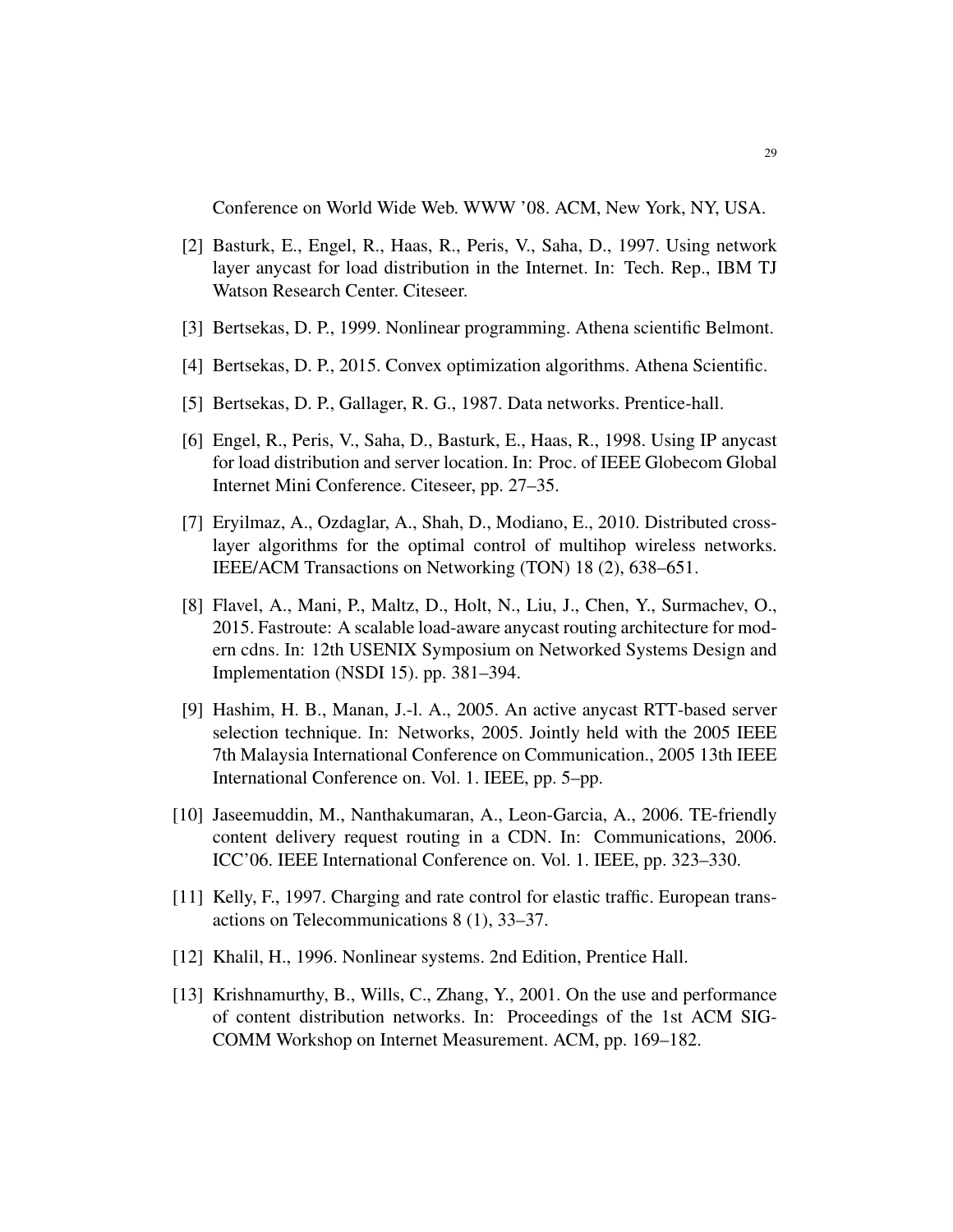Conference on World Wide Web. WWW '08. ACM, New York, NY, USA.

[2] Basturk, E., Engel, R., Haas, R., Peris, V., Saha, D., 1997. Using network layer anycast for load distribution in the Internet. In: Tech. Rep., IBM TJ Watson Research Center. Citeseer.

[3] Bertsekas, D. P., 1999. Nonlinear programming. Athena scientific Belmont.

[4] Bertsekas, D. P., 2015. Convex optimization algorithms. Athena Scientific.

[5] Bertsekas, D. P., Gallager, R. G., 1987. Data networks. Prentice-hall.

[6] Engel, R., Peris, V., Saha, D., Basturk, E., Haas, R., 1998. Using IP anycast for load distribution and server location. In: Proc. of IEEE Globecom Global Internet Mini Conference. Citeseer, pp. 27–35.

[7] Eryilmaz, A., Ozdaglar, A., Shah, D., Modiano, E., 2010. Distributed cross-layer algorithms for the optimal control of multihop wireless networks. IEEE/ACM Transactions on Networking (TON) 18 (2), 638–651.

[8] Flavel, A., Mani, P., Maltz, D., Holt, N., Liu, J., Chen, Y., Surmachev, O., 2015. Fastroute: A scalable load-aware anycast routing architecture for modern cdns. In: 12th USENIX Symposium on Networked Systems Design and Implementation (NSDI 15). pp. 381–394.

[9] Hashim, H. B., Manan, J.-l. A., 2005. An active anycast RTT-based server selection technique. In: Networks, 2005. Jointly held with the 2005 IEEE 7th Malaysia International Conference on Communication., 2005 13th IEEE International Conference on. Vol. 1. IEEE, pp. 5–pp.

[10] Jaseemuddin, M., Nanthakumaran, A., Leon-Garcia, A., 2006. TE-friendly content delivery request routing in a CDN. In: Communications, 2006. ICC'06. IEEE International Conference on. Vol. 1. IEEE, pp. 323–330.

[11] Kelly, F., 1997. Charging and rate control for elastic traffic. European transactions on Telecommunications 8 (1), 33–37.

[12] Khalil, H., 1996. Nonlinear systems. 2nd Edition, Prentice Hall.

[13] Krishnamurthy, B., Wills, C., Zhang, Y., 2001. On the use and performance of content distribution networks. In: Proceedings of the 1st ACM SIGCOMM Workshop on Internet Measurement. ACM, pp. 169–182.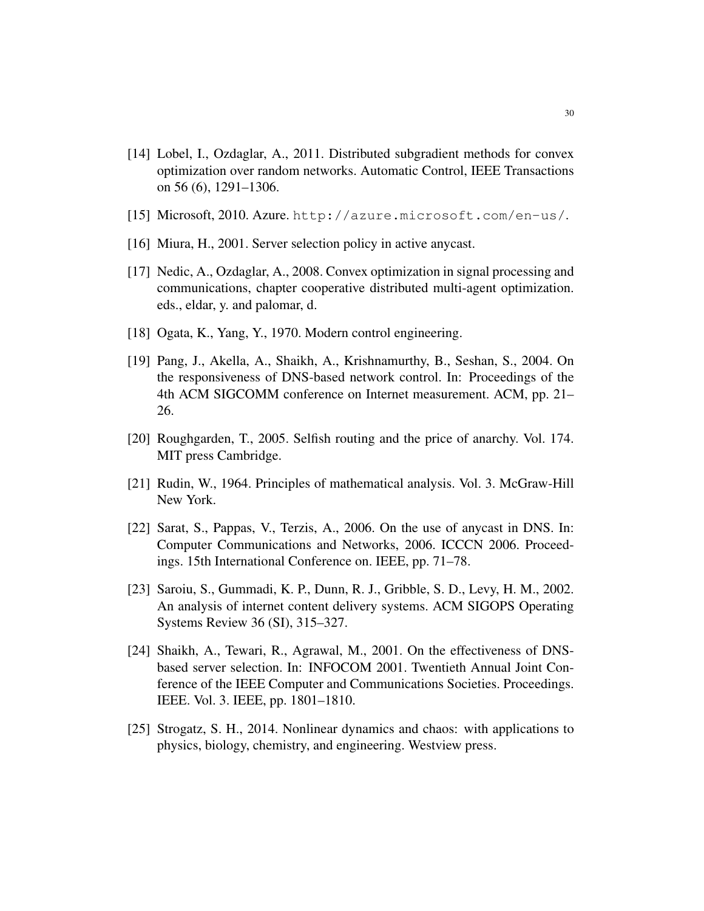[14] Lobel, I., Ozdaglar, A., 2011. Distributed subgradient methods for convex optimization over random networks. Automatic Control, IEEE Transactions on 56 (6), 1291–1306.

[15] Microsoft, 2010. Azure. `http://azure.microsoft.com/en-us/`.

[16] Miura, H., 2001. Server selection policy in active anycast.

[17] Nedic, A., Ozdaglar, A., 2008. Convex optimization in signal processing and communications, chapter cooperative distributed multi-agent optimization. eds., eldar, y. and palomar, d.

[18] Ogata, K., Yang, Y., 1970. Modern control engineering.

[19] Pang, J., Akella, A., Shaikh, A., Krishnamurthy, B., Seshan, S., 2004. On the responsiveness of DNS-based network control. In: Proceedings of the 4th ACM SIGCOMM conference on Internet measurement. ACM, pp. 21–26.

[20] Roughgarden, T., 2005. Selfish routing and the price of anarchy. Vol. 174. MIT press Cambridge.

[21] Rudin, W., 1964. Principles of mathematical analysis. Vol. 3. McGraw-Hill New York.

[22] Sarat, S., Pappas, V., Terzis, A., 2006. On the use of anycast in DNS. In: Computer Communications and Networks, 2006. ICCCN 2006. Proceedings. 15th International Conference on. IEEE, pp. 71–78.

[23] Saroiu, S., Gummadi, K. P., Dunn, R. J., Gribble, S. D., Levy, H. M., 2002. An analysis of internet content delivery systems. ACM SIGOPS Operating Systems Review 36 (SI), 315–327.

[24] Shaikh, A., Tewari, R., Agrawal, M., 2001. On the effectiveness of DNS-based server selection. In: INFOCOM 2001. Twentieth Annual Joint Conference of the IEEE Computer and Communications Societies. Proceedings. IEEE. Vol. 3. IEEE, pp. 1801–1810.

[25] Strogatz, S. H., 2014. Nonlinear dynamics and chaos: with applications to physics, biology, chemistry, and engineering. Westview press.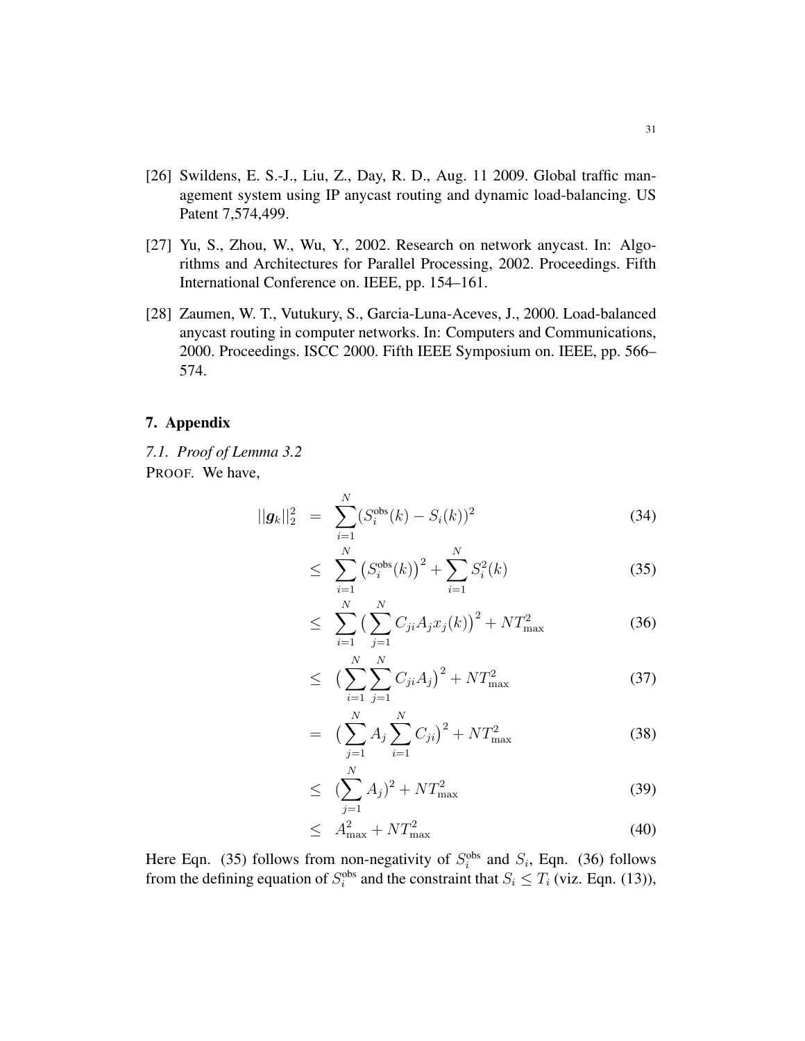[26] Swildens, E. S.-J., Liu, Z., Day, R. D., Aug. 11 2009. Global traffic management system using IP anycast routing and dynamic load-balancing. US Patent 7,574,499.

[27] Yu, S., Zhou, W., Wu, Y., 2002. Research on network anycast. In: Algorithms and Architectures for Parallel Processing, 2002. Proceedings. Fifth International Conference on. IEEE, pp. 154–161.

[28] Zaumen, W. T., Vutukury, S., Garcia-Luna-Aceves, J., 2000. Load-balanced anycast routing in computer networks. In: Computers and Communications, 2000. Proceedings. ISCC 2000. Fifth IEEE Symposium on. IEEE, pp. 566–574.

## 7. Appendix

### *7.1. Proof of Lemma 3.2*

PROOF. We have,

$$
\begin{aligned}
||\boldsymbol{g}_k||_2^2 &= \sum_{i=1}^{N}(S_i^{\text{obs}}(k) - S_i(k))^2 && (34)\\
&\leq \sum_{i=1}^{N}\big(S_i^{\text{obs}}(k)\big)^2 + \sum_{i=1}^{N} S_i^2(k) && (35)\\
&\leq \sum_{i=1}^{N}\big(\sum_{j=1}^{N} C_{ji}A_j x_j(k)\big)^2 + NT_{\max}^2 && (36)\\
&\leq \big(\sum_{i=1}^{N}\sum_{j=1}^{N} C_{ji}A_j\big)^2 + NT_{\max}^2 && (37)\\
&= \big(\sum_{j=1}^{N} A_j \sum_{i=1}^{N} C_{ji}\big)^2 + NT_{\max}^2 && (38)\\
&\leq (\sum_{j=1}^{N} A_j)^2 + NT_{\max}^2 && (39)\\
&\leq A_{\max}^2 + NT_{\max}^2 && (40)
\end{aligned}
$$

Here Eqn. (35) follows from non-negativity of $S_i^{\text{obs}}$ and $S_i$, Eqn. (36) follows from the defining equation of $S_i^{\text{obs}}$ and the constraint that $S_i \leq T_i$ (viz. Eqn. (13)),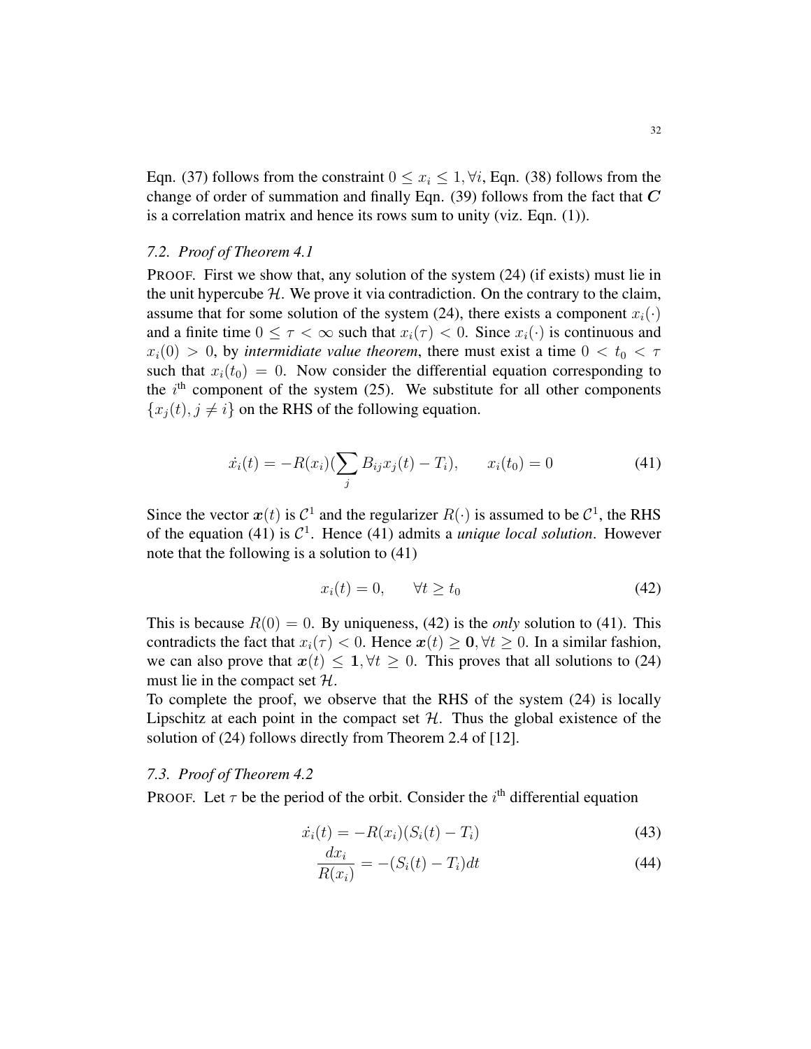Eqn. (37) follows from the constraint $0 \leq x_i \leq 1, \forall i$, Eqn. (38) follows from the change of order of summation and finally Eqn. (39) follows from the fact that $\boldsymbol{C}$ is a correlation matrix and hence its rows sum to unity (viz. Eqn. (1)).

### *7.2. Proof of Theorem 4.1*

PROOF. First we show that, any solution of the system (24) (if exists) must lie in the unit hypercube $\mathcal{H}$. We prove it via contradiction. On the contrary to the claim, assume that for some solution of the system (24), there exists a component $x_i(\cdot)$ and a finite time $0 \leq \tau < \infty$ such that $x_i(\tau) < 0$. Since $x_i(\cdot)$ is continuous and $x_i(0) > 0$, by *intermidiate value theorem*, there must exist a time $0 < t_0 < \tau$ such that $x_i(t_0) = 0$. Now consider the differential equation corresponding to the $i^{\text{th}}$ component of the system (25). We substitute for all other components $\{x_j(t), j \neq i\}$ on the RHS of the following equation.

$$\dot{x_i}(t) = -R(x_i)(\sum_j B_{ij}x_j(t) - T_i), \qquad x_i(t_0) = 0 \tag{41}$$

Since the vector $\boldsymbol{x}(t)$ is $\mathcal{C}^1$ and the regularizer $R(\cdot)$ is assumed to be $\mathcal{C}^1$, the RHS of the equation (41) is $\mathcal{C}^1$. Hence (41) admits a *unique local solution*. However note that the following is a solution to (41)

$$x_i(t) = 0, \qquad \forall t \geq t_0 \tag{42}$$

This is because $R(0) = 0$. By uniqueness, (42) is the *only* solution to (41). This contradicts the fact that $x_i(\tau) < 0$. Hence $\boldsymbol{x}(t) \geq \boldsymbol{0}, \forall t \geq 0$. In a similar fashion, we can also prove that $\boldsymbol{x}(t) \leq \boldsymbol{1}, \forall t \geq 0$. This proves that all solutions to (24) must lie in the compact set $\mathcal{H}$.
To complete the proof, we observe that the RHS of the system (24) is locally Lipschitz at each point in the compact set $\mathcal{H}$. Thus the global existence of the solution of (24) follows directly from Theorem 2.4 of [12].

### *7.3. Proof of Theorem 4.2*

PROOF. Let $\tau$ be the period of the orbit. Consider the $i^{\text{th}}$ differential equation

$$\dot{x_i}(t) = -R(x_i)(S_i(t) - T_i) \tag{43}$$

$$\frac{dx_i}{R(x_i)} = -(S_i(t) - T_i)dt \tag{44}$$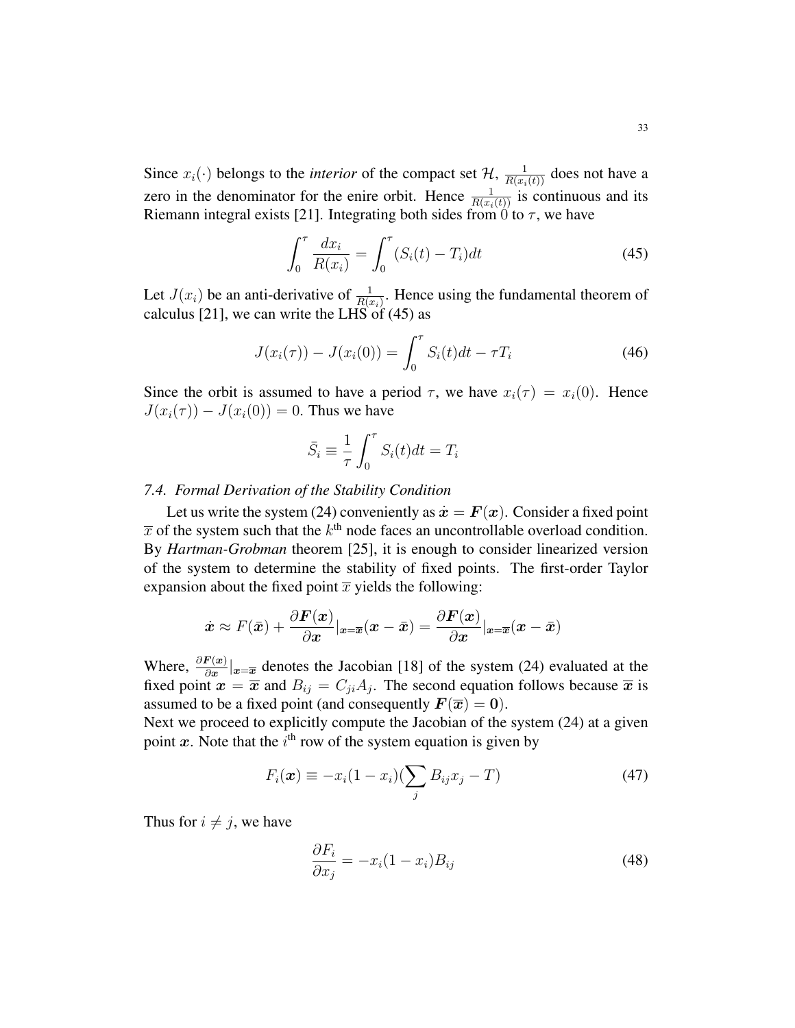Since $x_i(\cdot)$ belongs to the *interior* of the compact set $\mathcal{H}$, $\frac{1}{R(x_i(t))}$ does not have a zero in the denominator for the enire orbit. Hence $\frac{1}{R(x_i(t))}$ is continuous and its Riemann integral exists [21]. Integrating both sides from 0 to $\tau$, we have

$$\int_0^\tau \frac{dx_i}{R(x_i)} = \int_0^\tau (S_i(t) - T_i)dt \tag{45}$$

Let $J(x_i)$ be an anti-derivative of $\frac{1}{R(x_i)}$. Hence using the fundamental theorem of calculus [21], we can write the LHS of (45) as

$$J(x_i(\tau)) - J(x_i(0)) = \int_0^\tau S_i(t)dt - \tau T_i \tag{46}$$

Since the orbit is assumed to have a period $\tau$, we have $x_i(\tau) = x_i(0)$. Hence $J(x_i(\tau)) - J(x_i(0)) = 0$. Thus we have

$$\bar{S}_i \equiv \frac{1}{\tau}\int_0^\tau S_i(t)dt = T_i$$

### *7.4. Formal Derivation of the Stability Condition*

Let us write the system (24) conveniently as $\dot{\boldsymbol{x}} = \boldsymbol{F}(\boldsymbol{x})$. Consider a fixed point $\overline{x}$ of the system such that the $k^{\text{th}}$ node faces an uncontrollable overload condition. By *Hartman-Grobman* theorem [25], it is enough to consider linearized version of the system to determine the stability of fixed points. The first-order Taylor expansion about the fixed point $\overline{x}$ yields the following:

$$\dot{\boldsymbol{x}} \approx F(\bar{\boldsymbol{x}}) + \frac{\partial \boldsymbol{F}(\boldsymbol{x})}{\partial \boldsymbol{x}}|_{\boldsymbol{x}=\overline{\boldsymbol{x}}}(\boldsymbol{x} - \bar{\boldsymbol{x}}) = \frac{\partial \boldsymbol{F}(\boldsymbol{x})}{\partial \boldsymbol{x}}|_{\boldsymbol{x}=\overline{\boldsymbol{x}}}(\boldsymbol{x} - \bar{\boldsymbol{x}})$$

Where, $\frac{\partial \boldsymbol{F}(\boldsymbol{x})}{\partial \boldsymbol{x}}|_{\boldsymbol{x}=\overline{\boldsymbol{x}}}$ denotes the Jacobian [18] of the system (24) evaluated at the fixed point $\boldsymbol{x} = \overline{\boldsymbol{x}}$ and $B_{ij} = C_{ji}A_j$. The second equation follows because $\overline{\boldsymbol{x}}$ is assumed to be a fixed point (and consequently $\boldsymbol{F}(\overline{\boldsymbol{x}}) = \boldsymbol{0}$).
Next we proceed to explicitly compute the Jacobian of the system (24) at a given point $\boldsymbol{x}$. Note that the $i^{\text{th}}$ row of the system equation is given by

$$F_i(\boldsymbol{x}) \equiv -x_i(1 - x_i)(\sum_j B_{ij}x_j - T) \tag{47}$$

Thus for $i \neq j$, we have

$$\frac{\partial F_i}{\partial x_j} = -x_i(1 - x_i)B_{ij} \tag{48}$$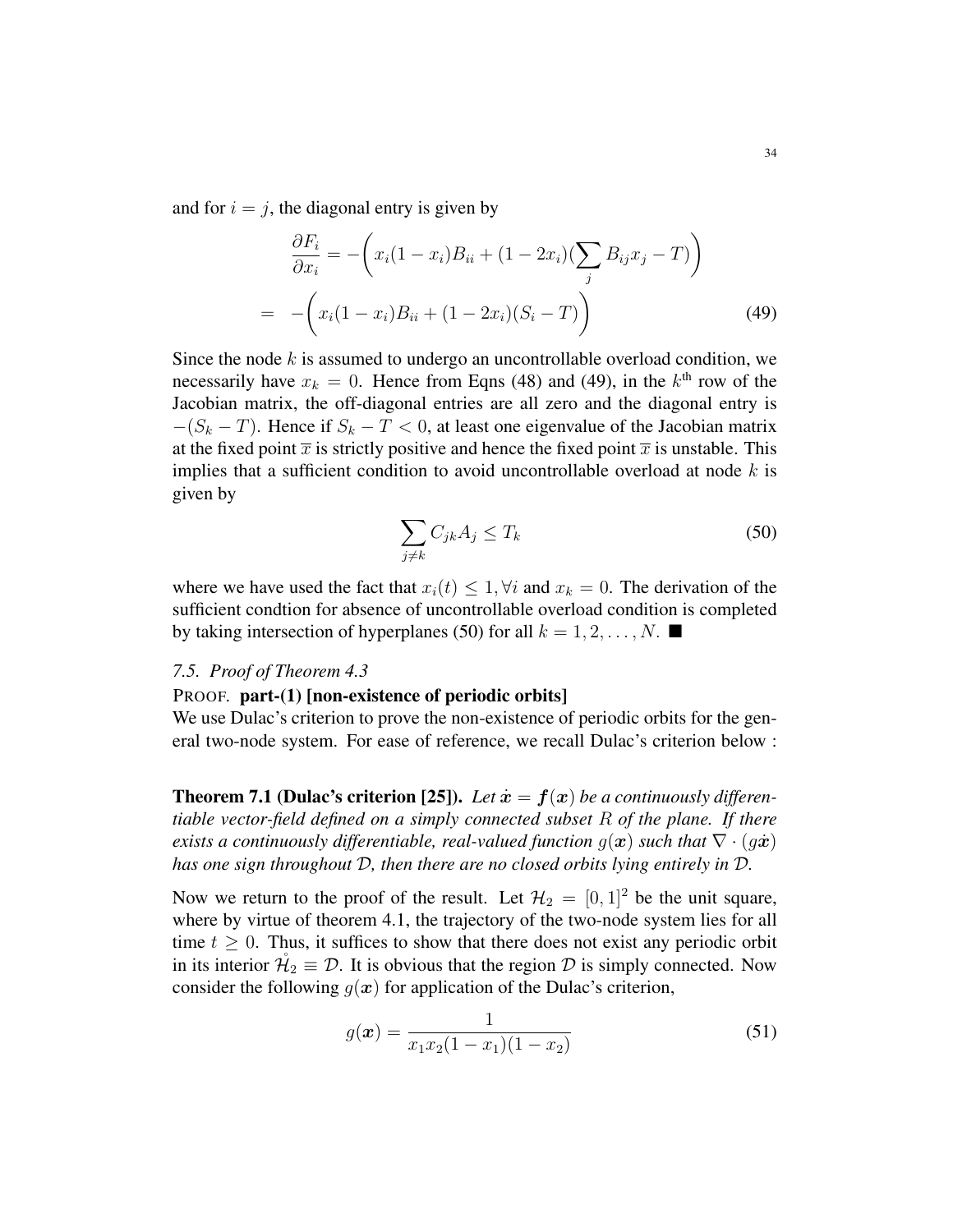and for $i = j$, the diagonal entry is given by

$$
\begin{aligned}
\frac{\partial F_i}{\partial x_i} &= -\bigg( x_i(1-x_i)B_{ii} + (1-2x_i)(\sum_j B_{ij}x_j - T) \bigg) \\
&= -\bigg( x_i(1-x_i)B_{ii} + (1-2x_i)(S_i - T) \bigg) \qquad (49)
\end{aligned}
$$

Since the node $k$ is assumed to undergo an uncontrollable overload condition, we necessarily have $x_k = 0$. Hence from Eqns (48) and (49), in the $k^{\text{th}}$ row of the Jacobian matrix, the off-diagonal entries are all zero and the diagonal entry is $-(S_k - T)$. Hence if $S_k - T < 0$, at least one eigenvalue of the Jacobian matrix at the fixed point $\overline{x}$ is strictly positive and hence the fixed point $\overline{x}$ is unstable. This implies that a sufficient condition to avoid uncontrollable overload at node $k$ is given by

$$
\sum_{j \neq k} C_{jk} A_j \leq T_k \qquad (50)
$$

where we have used the fact that $x_i(t) \leq 1, \forall i$ and $x_k = 0$. The derivation of the sufficient condtion for absence of uncontrollable overload condition is completed by taking intersection of hyperplanes (50) for all $k = 1, 2, \ldots, N$. ■

### *7.5. Proof of Theorem 4.3*

PROOF. **part-(1) [non-existence of periodic orbits]**

We use Dulac's criterion to prove the non-existence of periodic orbits for the general two-node system. For ease of reference, we recall Dulac's criterion below :

**Theorem 7.1 (Dulac's criterion [25]).** *Let $\dot{\boldsymbol{x}} = \boldsymbol{f}(\boldsymbol{x})$ be a continuously differentiable vector-field defined on a simply connected subset $R$ of the plane. If there exists a continuously differentiable, real-valued function $g(\boldsymbol{x})$ such that $\nabla \cdot (g\dot{\boldsymbol{x}})$ has one sign throughout $\mathcal{D}$, then there are no closed orbits lying entirely in $\mathcal{D}$.*

Now we return to the proof of the result. Let $\mathcal{H}_2 = [0, 1]^2$ be the unit square, where by virtue of theorem 4.1, the trajectory of the two-node system lies for all time $t \geq 0$. Thus, it suffices to show that there does not exist any periodic orbit in its interior $\mathring{\mathcal{H}}_2 \equiv \mathcal{D}$. It is obvious that the region $\mathcal{D}$ is simply connected. Now consider the following $g(\boldsymbol{x})$ for application of the Dulac's criterion,

$$
g(\boldsymbol{x}) = \frac{1}{x_1 x_2 (1 - x_1)(1 - x_2)} \qquad (51)
$$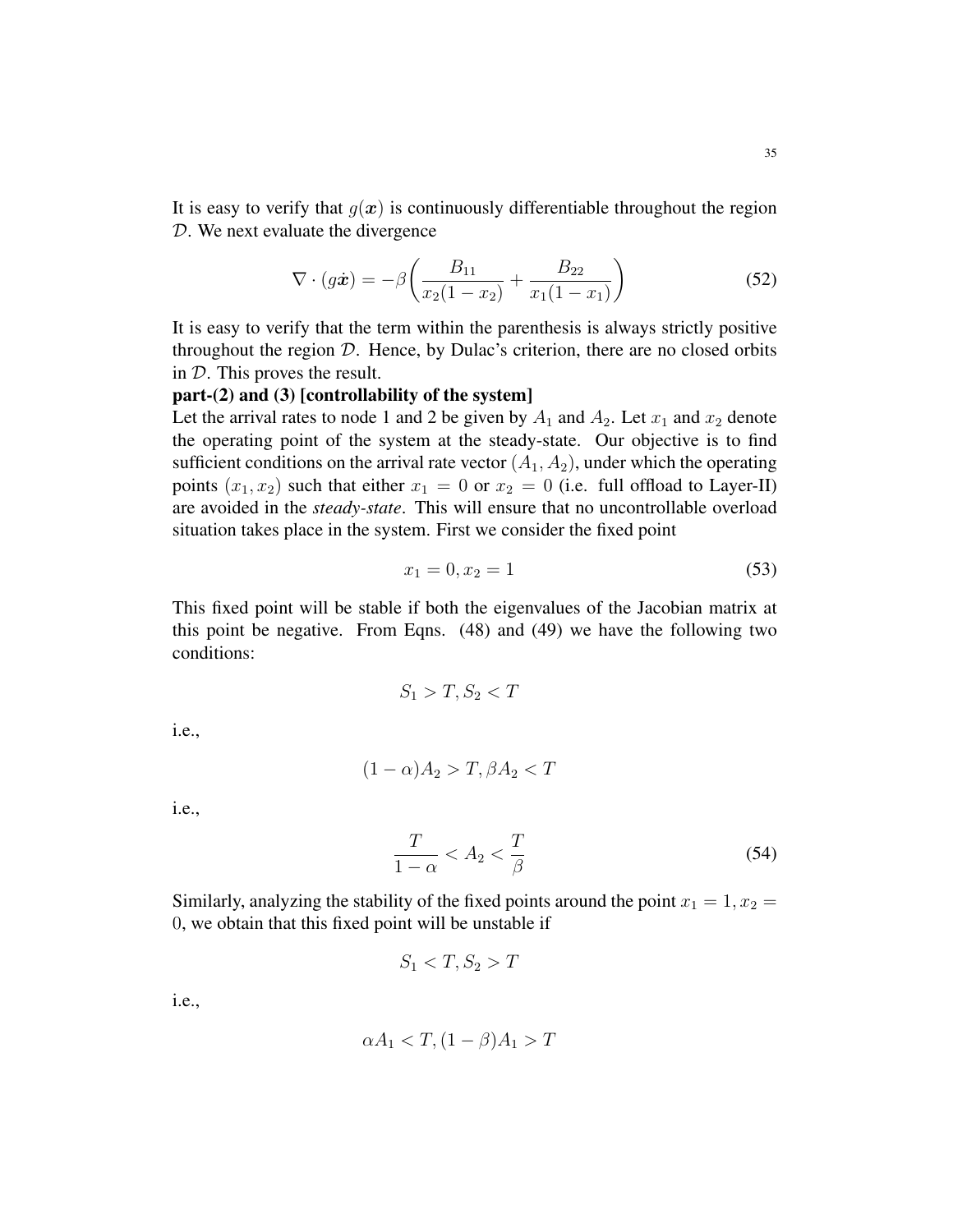It is easy to verify that $g(\boldsymbol{x})$ is continuously differentiable throughout the region $\mathcal{D}$. We next evaluate the divergence

$$\nabla \cdot (g\dot{\boldsymbol{x}}) = -\beta \bigg( \frac{B_{11}}{x_2(1-x_2)} + \frac{B_{22}}{x_1(1-x_1)} \bigg) \tag{52}$$

It is easy to verify that the term within the parenthesis is always strictly positive throughout the region $\mathcal{D}$. Hence, by Dulac's criterion, there are no closed orbits in $\mathcal{D}$. This proves the result.

**part-(2) and (3) [controllability of the system]**

Let the arrival rates to node 1 and 2 be given by $A_1$ and $A_2$. Let $x_1$ and $x_2$ denote the operating point of the system at the steady-state. Our objective is to find sufficient conditions on the arrival rate vector $(A_1, A_2)$, under which the operating points $(x_1, x_2)$ such that either $x_1 = 0$ or $x_2 = 0$ (i.e. full offload to Layer-II) are avoided in the *steady-state*. This will ensure that no uncontrollable overload situation takes place in the system. First we consider the fixed point

$$x_1 = 0, x_2 = 1 \tag{53}$$

This fixed point will be stable if both the eigenvalues of the Jacobian matrix at this point be negative. From Eqns. (48) and (49) we have the following two conditions:

$$S_1 > T, S_2 < T$$

i.e.,

$$(1-\alpha)A_2 > T, \beta A_2 < T$$

i.e.,

$$\frac{T}{1-\alpha} < A_2 < \frac{T}{\beta} \tag{54}$$

Similarly, analyzing the stability of the fixed points around the point $x_1 = 1, x_2 = 0$, we obtain that this fixed point will be unstable if

$$S_1 < T, S_2 > T$$

i.e.,

$$\alpha A_1 < T, (1-\beta)A_1 > T$$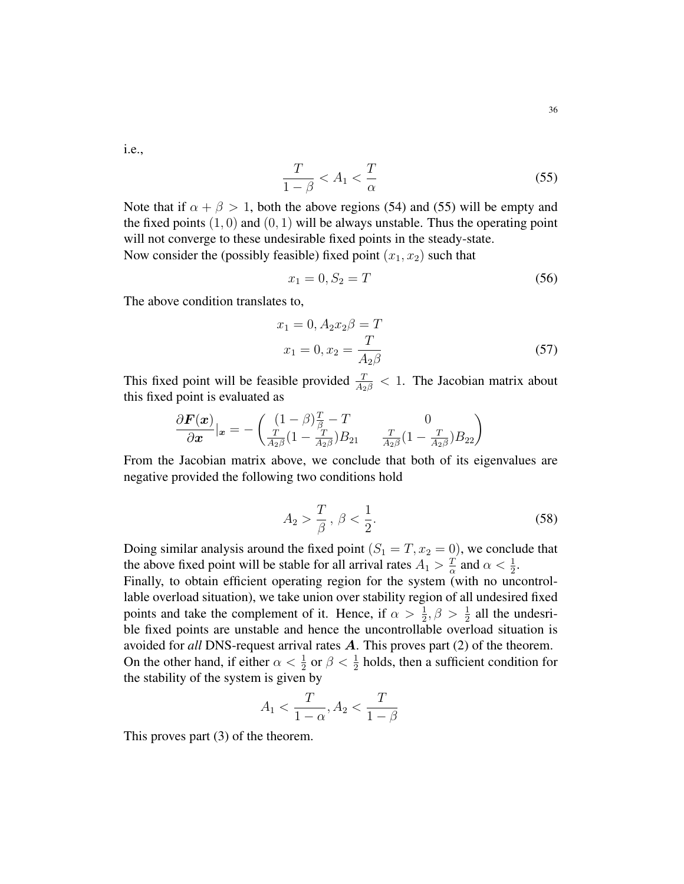i.e.,

$$\frac{T}{1-\beta} < A_1 < \frac{T}{\alpha} \tag{55}$$

Note that if $\alpha + \beta > 1$, both the above regions (54) and (55) will be empty and the fixed points $(1, 0)$ and $(0, 1)$ will be always unstable. Thus the operating point will not converge to these undesirable fixed points in the steady-state.
Now consider the (possibly feasible) fixed point $(x_1, x_2)$ such that

$$x_1 = 0, S_2 = T \tag{56}$$

The above condition translates to,

$$\begin{aligned} x_1 = 0, A_2 x_2 \beta = T \\ x_1 = 0, x_2 = \frac{T}{A_2 \beta} \end{aligned} \tag{57}$$

This fixed point will be feasible provided $\frac{T}{A_2\beta} < 1$. The Jacobian matrix about this fixed point is evaluated as

$$\frac{\partial \boldsymbol{F}(\boldsymbol{x})}{\partial \boldsymbol{x}}|_{\boldsymbol{x}} = -\begin{pmatrix} (1-\beta)\frac{T}{\beta} - T & 0 \\ \frac{T}{A_2\beta}(1-\frac{T}{A_2\beta})B_{21} & \frac{T}{A_2\beta}(1-\frac{T}{A_2\beta})B_{22} \end{pmatrix}$$

From the Jacobian matrix above, we conclude that both of its eigenvalues are negative provided the following two conditions hold

$$A_2 > \frac{T}{\beta}, \ \beta < \frac{1}{2}. \tag{58}$$

Doing similar analysis around the fixed point $(S_1 = T, x_2 = 0)$, we conclude that the above fixed point will be stable for all arrival rates $A_1 > \frac{T}{\alpha}$ and $\alpha < \frac{1}{2}$.
Finally, to obtain efficient operating region for the system (with no uncontrollable overload situation), we take union over stability region of all undesired fixed points and take the complement of it. Hence, if $\alpha > \frac{1}{2}, \beta > \frac{1}{2}$ all the undesrible fixed points are unstable and hence the uncontrollable overload situation is avoided for *all* DNS-request arrival rates $\boldsymbol{A}$. This proves part (2) of the theorem.
On the other hand, if either $\alpha < \frac{1}{2}$ or $\beta < \frac{1}{2}$ holds, then a sufficient condition for the stability of the system is given by

$$A_1 < \frac{T}{1-\alpha}, A_2 < \frac{T}{1-\beta}$$

This proves part (3) of the theorem.